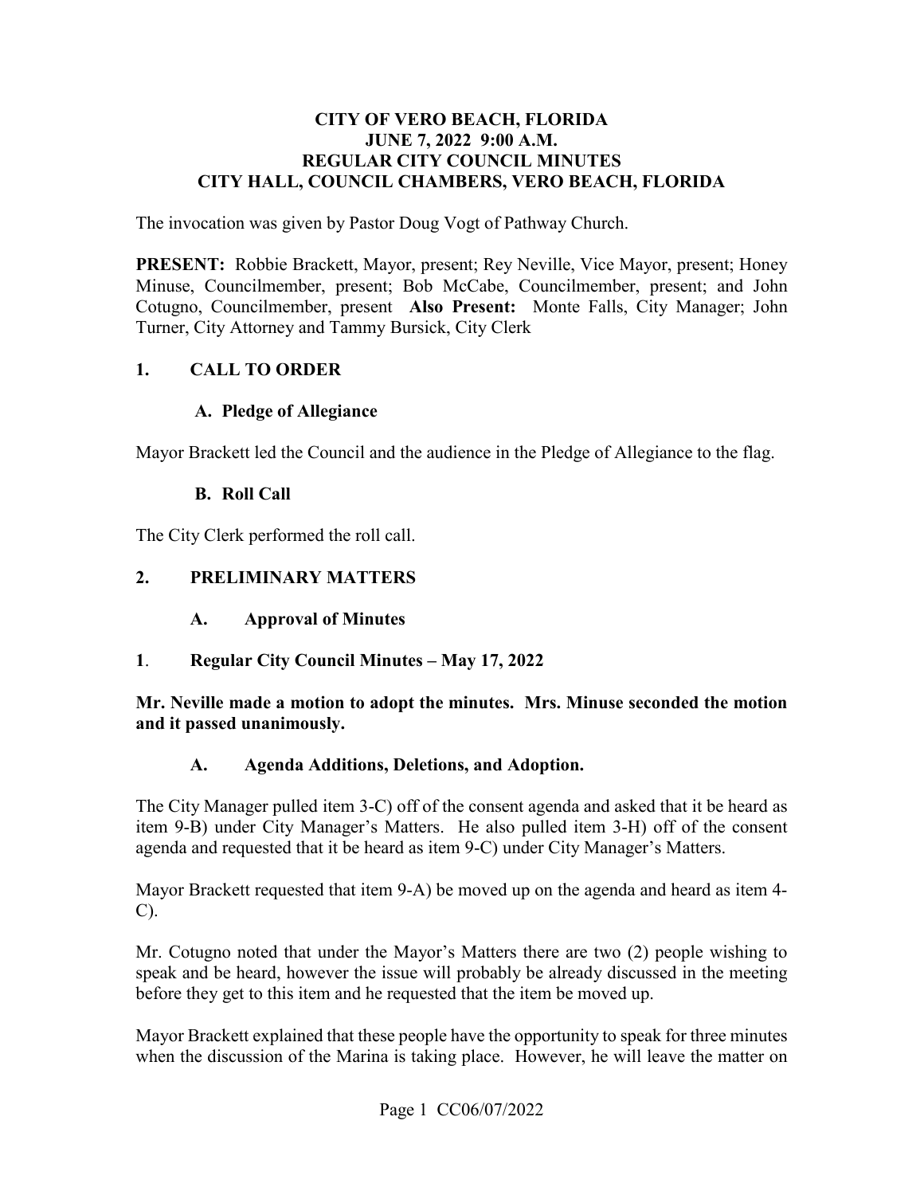# CITY OF VERO BEACH, FLORIDA
# JUNE 7, 2022 9:00 A.M.
# REGULAR CITY COUNCIL MINUTES
# CITY HALL, COUNCIL CHAMBERS, VERO BEACH, FLORIDA

The invocation was given by Pastor Doug Vogt of Pathway Church.

**PRESENT:** Robbie Brackett, Mayor, present; Rey Neville, Vice Mayor, present; Honey Minuse, Councilmember, present; Bob McCabe, Councilmember, present; and John Cotugno, Councilmember, present **Also Present:** Monte Falls, City Manager; John Turner, City Attorney and Tammy Bursick, City Clerk

## 1. CALL TO ORDER

### A. Pledge of Allegiance

Mayor Brackett led the Council and the audience in the Pledge of Allegiance to the flag.

### B. Roll Call

The City Clerk performed the roll call.

## 2. PRELIMINARY MATTERS

### A. Approval of Minutes

### 1. Regular City Council Minutes – May 17, 2022

**Mr. Neville made a motion to adopt the minutes. Mrs. Minuse seconded the motion and it passed unanimously.**

### A. Agenda Additions, Deletions, and Adoption.

The City Manager pulled item 3-C) off of the consent agenda and asked that it be heard as item 9-B) under City Manager's Matters. He also pulled item 3-H) off of the consent agenda and requested that it be heard as item 9-C) under City Manager's Matters.

Mayor Brackett requested that item 9-A) be moved up on the agenda and heard as item 4-C).

Mr. Cotugno noted that under the Mayor's Matters there are two (2) people wishing to speak and be heard, however the issue will probably be already discussed in the meeting before they get to this item and he requested that the item be moved up.

Mayor Brackett explained that these people have the opportunity to speak for three minutes when the discussion of the Marina is taking place. However, he will leave the matter on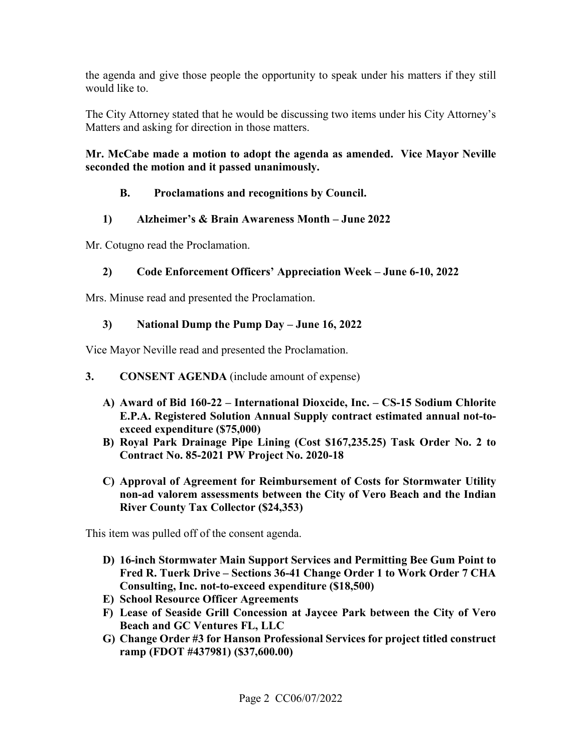the agenda and give those people the opportunity to speak under his matters if they still would like to.

The City Attorney stated that he would be discussing two items under his City Attorney's Matters and asking for direction in those matters.

**Mr. McCabe made a motion to adopt the agenda as amended. Vice Mayor Neville seconded the motion and it passed unanimously.**

**B. Proclamations and recognitions by Council.**

**1) Alzheimer's & Brain Awareness Month – June 2022**

Mr. Cotugno read the Proclamation.

**2) Code Enforcement Officers' Appreciation Week – June 6-10, 2022**

Mrs. Minuse read and presented the Proclamation.

**3) National Dump the Pump Day – June 16, 2022**

Vice Mayor Neville read and presented the Proclamation.

**3. CONSENT AGENDA** (include amount of expense)

- **A) Award of Bid 160-22 – International Dioxcide, Inc. – CS-15 Sodium Chlorite E.P.A. Registered Solution Annual Supply contract estimated annual not-to-exceed expenditure ($75,000)**
- **B) Royal Park Drainage Pipe Lining (Cost $167,235.25) Task Order No. 2 to Contract No. 85-2021 PW Project No. 2020-18**
- **C) Approval of Agreement for Reimbursement of Costs for Stormwater Utility non-ad valorem assessments between the City of Vero Beach and the Indian River County Tax Collector ($24,353)**

This item was pulled off of the consent agenda.

- **D) 16-inch Stormwater Main Support Services and Permitting Bee Gum Point to Fred R. Tuerk Drive – Sections 36-41 Change Order 1 to Work Order 7 CHA Consulting, Inc. not-to-exceed expenditure ($18,500)**
- **E) School Resource Officer Agreements**
- **F) Lease of Seaside Grill Concession at Jaycee Park between the City of Vero Beach and GC Ventures FL, LLC**
- **G) Change Order #3 for Hanson Professional Services for project titled construct ramp (FDOT #437981) ($37,600.00)**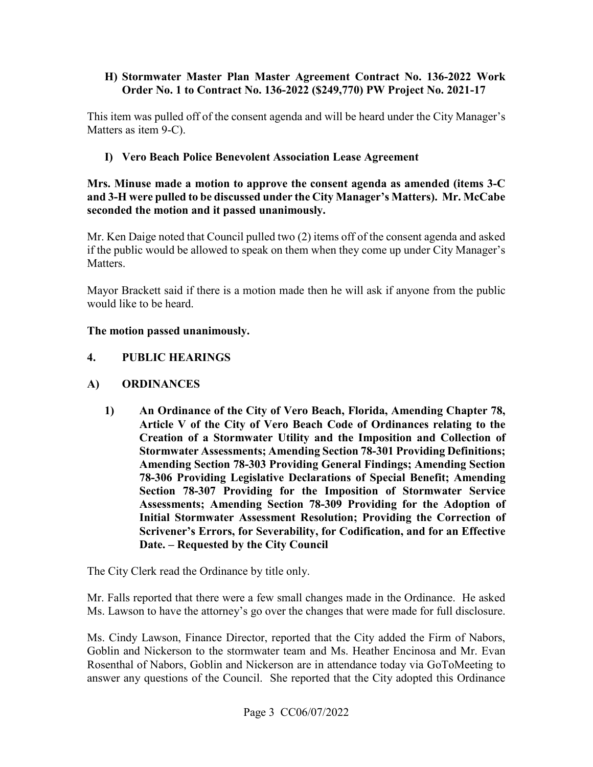**H) Stormwater Master Plan Master Agreement Contract No. 136-2022 Work Order No. 1 to Contract No. 136-2022 ($249,770) PW Project No. 2021-17**

This item was pulled off of the consent agenda and will be heard under the City Manager's Matters as item 9-C).

**I) Vero Beach Police Benevolent Association Lease Agreement**

**Mrs. Minuse made a motion to approve the consent agenda as amended (items 3-C and 3-H were pulled to be discussed under the City Manager's Matters). Mr. McCabe seconded the motion and it passed unanimously.**

Mr. Ken Daige noted that Council pulled two (2) items off of the consent agenda and asked if the public would be allowed to speak on them when they come up under City Manager's Matters.

Mayor Brackett said if there is a motion made then he will ask if anyone from the public would like to be heard.

**The motion passed unanimously.**

## 4. PUBLIC HEARINGS

### A) ORDINANCES

**1) An Ordinance of the City of Vero Beach, Florida, Amending Chapter 78, Article V of the City of Vero Beach Code of Ordinances relating to the Creation of a Stormwater Utility and the Imposition and Collection of Stormwater Assessments; Amending Section 78-301 Providing Definitions; Amending Section 78-303 Providing General Findings; Amending Section 78-306 Providing Legislative Declarations of Special Benefit; Amending Section 78-307 Providing for the Imposition of Stormwater Service Assessments; Amending Section 78-309 Providing for the Adoption of Initial Stormwater Assessment Resolution; Providing the Correction of Scrivener's Errors, for Severability, for Codification, and for an Effective Date. – Requested by the City Council**

The City Clerk read the Ordinance by title only.

Mr. Falls reported that there were a few small changes made in the Ordinance. He asked Ms. Lawson to have the attorney's go over the changes that were made for full disclosure.

Ms. Cindy Lawson, Finance Director, reported that the City added the Firm of Nabors, Goblin and Nickerson to the stormwater team and Ms. Heather Encinosa and Mr. Evan Rosenthal of Nabors, Goblin and Nickerson are in attendance today via GoToMeeting to answer any questions of the Council. She reported that the City adopted this Ordinance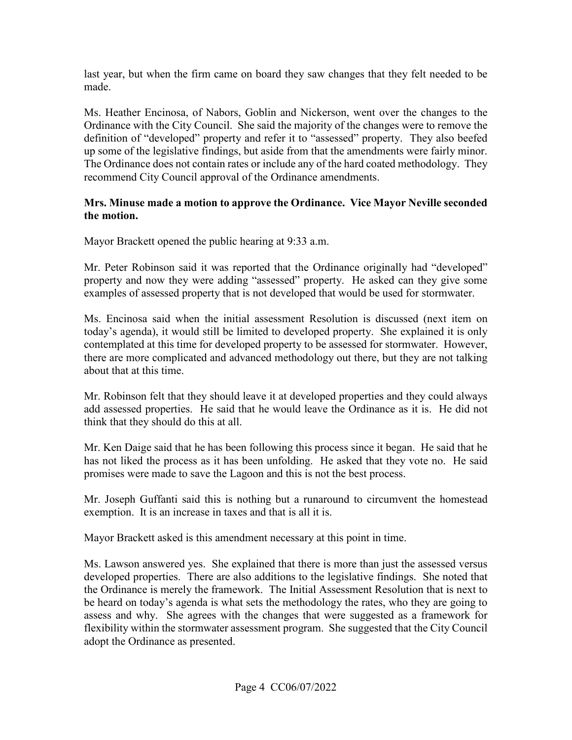last year, but when the firm came on board they saw changes that they felt needed to be made.

Ms. Heather Encinosa, of Nabors, Goblin and Nickerson, went over the changes to the Ordinance with the City Council. She said the majority of the changes were to remove the definition of "developed" property and refer it to "assessed" property. They also beefed up some of the legislative findings, but aside from that the amendments were fairly minor. The Ordinance does not contain rates or include any of the hard coated methodology. They recommend City Council approval of the Ordinance amendments.

**Mrs. Minuse made a motion to approve the Ordinance. Vice Mayor Neville seconded the motion.**

Mayor Brackett opened the public hearing at 9:33 a.m.

Mr. Peter Robinson said it was reported that the Ordinance originally had "developed" property and now they were adding "assessed" property. He asked can they give some examples of assessed property that is not developed that would be used for stormwater.

Ms. Encinosa said when the initial assessment Resolution is discussed (next item on today's agenda), it would still be limited to developed property. She explained it is only contemplated at this time for developed property to be assessed for stormwater. However, there are more complicated and advanced methodology out there, but they are not talking about that at this time.

Mr. Robinson felt that they should leave it at developed properties and they could always add assessed properties. He said that he would leave the Ordinance as it is. He did not think that they should do this at all.

Mr. Ken Daige said that he has been following this process since it began. He said that he has not liked the process as it has been unfolding. He asked that they vote no. He said promises were made to save the Lagoon and this is not the best process.

Mr. Joseph Guffanti said this is nothing but a runaround to circumvent the homestead exemption. It is an increase in taxes and that is all it is.

Mayor Brackett asked is this amendment necessary at this point in time.

Ms. Lawson answered yes. She explained that there is more than just the assessed versus developed properties. There are also additions to the legislative findings. She noted that the Ordinance is merely the framework. The Initial Assessment Resolution that is next to be heard on today's agenda is what sets the methodology the rates, who they are going to assess and why. She agrees with the changes that were suggested as a framework for flexibility within the stormwater assessment program. She suggested that the City Council adopt the Ordinance as presented.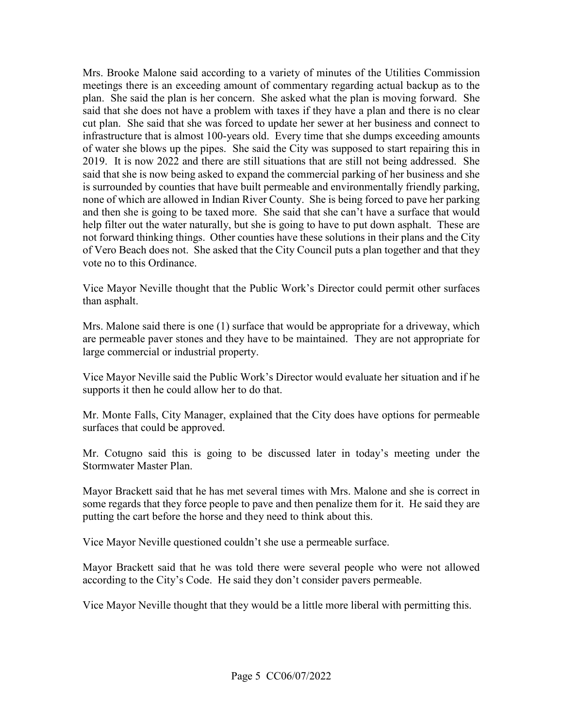Mrs. Brooke Malone said according to a variety of minutes of the Utilities Commission meetings there is an exceeding amount of commentary regarding actual backup as to the plan. She said the plan is her concern. She asked what the plan is moving forward. She said that she does not have a problem with taxes if they have a plan and there is no clear cut plan. She said that she was forced to update her sewer at her business and connect to infrastructure that is almost 100-years old. Every time that she dumps exceeding amounts of water she blows up the pipes. She said the City was supposed to start repairing this in 2019. It is now 2022 and there are still situations that are still not being addressed. She said that she is now being asked to expand the commercial parking of her business and she is surrounded by counties that have built permeable and environmentally friendly parking, none of which are allowed in Indian River County. She is being forced to pave her parking and then she is going to be taxed more. She said that she can't have a surface that would help filter out the water naturally, but she is going to have to put down asphalt. These are not forward thinking things. Other counties have these solutions in their plans and the City of Vero Beach does not. She asked that the City Council puts a plan together and that they vote no to this Ordinance.

Vice Mayor Neville thought that the Public Work's Director could permit other surfaces than asphalt.

Mrs. Malone said there is one (1) surface that would be appropriate for a driveway, which are permeable paver stones and they have to be maintained. They are not appropriate for large commercial or industrial property.

Vice Mayor Neville said the Public Work's Director would evaluate her situation and if he supports it then he could allow her to do that.

Mr. Monte Falls, City Manager, explained that the City does have options for permeable surfaces that could be approved.

Mr. Cotugno said this is going to be discussed later in today's meeting under the Stormwater Master Plan.

Mayor Brackett said that he has met several times with Mrs. Malone and she is correct in some regards that they force people to pave and then penalize them for it. He said they are putting the cart before the horse and they need to think about this.

Vice Mayor Neville questioned couldn't she use a permeable surface.

Mayor Brackett said that he was told there were several people who were not allowed according to the City's Code. He said they don't consider pavers permeable.

Vice Mayor Neville thought that they would be a little more liberal with permitting this.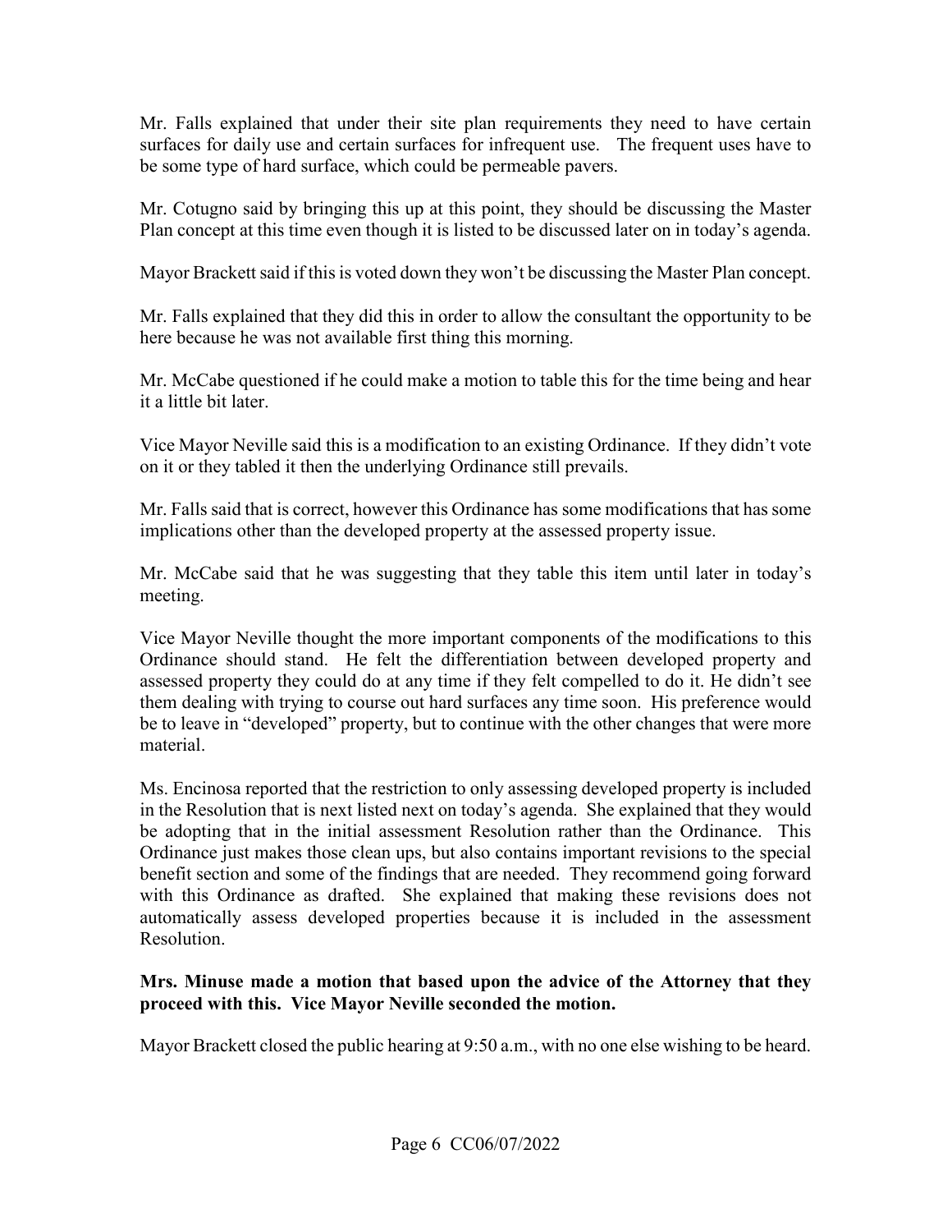Mr. Falls explained that under their site plan requirements they need to have certain surfaces for daily use and certain surfaces for infrequent use. The frequent uses have to be some type of hard surface, which could be permeable pavers.

Mr. Cotugno said by bringing this up at this point, they should be discussing the Master Plan concept at this time even though it is listed to be discussed later on in today's agenda.

Mayor Brackett said if this is voted down they won't be discussing the Master Plan concept.

Mr. Falls explained that they did this in order to allow the consultant the opportunity to be here because he was not available first thing this morning.

Mr. McCabe questioned if he could make a motion to table this for the time being and hear it a little bit later.

Vice Mayor Neville said this is a modification to an existing Ordinance. If they didn't vote on it or they tabled it then the underlying Ordinance still prevails.

Mr. Falls said that is correct, however this Ordinance has some modifications that has some implications other than the developed property at the assessed property issue.

Mr. McCabe said that he was suggesting that they table this item until later in today's meeting.

Vice Mayor Neville thought the more important components of the modifications to this Ordinance should stand. He felt the differentiation between developed property and assessed property they could do at any time if they felt compelled to do it. He didn't see them dealing with trying to course out hard surfaces any time soon. His preference would be to leave in "developed" property, but to continue with the other changes that were more material.

Ms. Encinosa reported that the restriction to only assessing developed property is included in the Resolution that is next listed next on today's agenda. She explained that they would be adopting that in the initial assessment Resolution rather than the Ordinance. This Ordinance just makes those clean ups, but also contains important revisions to the special benefit section and some of the findings that are needed. They recommend going forward with this Ordinance as drafted. She explained that making these revisions does not automatically assess developed properties because it is included in the assessment Resolution.

**Mrs. Minuse made a motion that based upon the advice of the Attorney that they proceed with this. Vice Mayor Neville seconded the motion.**

Mayor Brackett closed the public hearing at 9:50 a.m., with no one else wishing to be heard.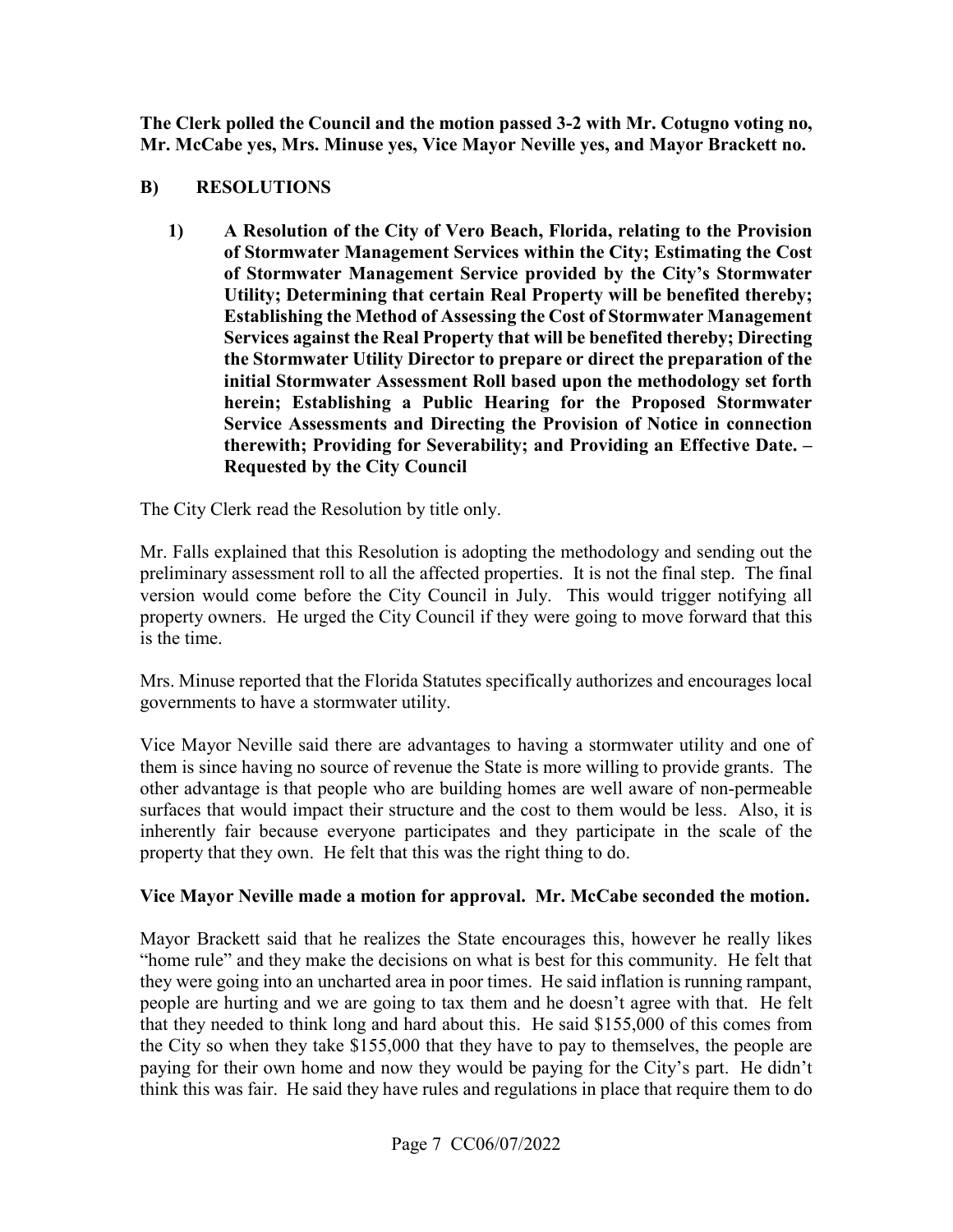**The Clerk polled the Council and the motion passed 3-2 with Mr. Cotugno voting no, Mr. McCabe yes, Mrs. Minuse yes, Vice Mayor Neville yes, and Mayor Brackett no.**

## B) RESOLUTIONS

**1) A Resolution of the City of Vero Beach, Florida, relating to the Provision of Stormwater Management Services within the City; Estimating the Cost of Stormwater Management Service provided by the City's Stormwater Utility; Determining that certain Real Property will be benefited thereby; Establishing the Method of Assessing the Cost of Stormwater Management Services against the Real Property that will be benefited thereby; Directing the Stormwater Utility Director to prepare or direct the preparation of the initial Stormwater Assessment Roll based upon the methodology set forth herein; Establishing a Public Hearing for the Proposed Stormwater Service Assessments and Directing the Provision of Notice in connection therewith; Providing for Severability; and Providing an Effective Date. – Requested by the City Council**

The City Clerk read the Resolution by title only.

Mr. Falls explained that this Resolution is adopting the methodology and sending out the preliminary assessment roll to all the affected properties. It is not the final step. The final version would come before the City Council in July. This would trigger notifying all property owners. He urged the City Council if they were going to move forward that this is the time.

Mrs. Minuse reported that the Florida Statutes specifically authorizes and encourages local governments to have a stormwater utility.

Vice Mayor Neville said there are advantages to having a stormwater utility and one of them is since having no source of revenue the State is more willing to provide grants. The other advantage is that people who are building homes are well aware of non-permeable surfaces that would impact their structure and the cost to them would be less. Also, it is inherently fair because everyone participates and they participate in the scale of the property that they own. He felt that this was the right thing to do.

**Vice Mayor Neville made a motion for approval. Mr. McCabe seconded the motion.**

Mayor Brackett said that he realizes the State encourages this, however he really likes "home rule" and they make the decisions on what is best for this community. He felt that they were going into an uncharted area in poor times. He said inflation is running rampant, people are hurting and we are going to tax them and he doesn't agree with that. He felt that they needed to think long and hard about this. He said $155,000 of this comes from the City so when they take $155,000 that they have to pay to themselves, the people are paying for their own home and now they would be paying for the City's part. He didn't think this was fair. He said they have rules and regulations in place that require them to do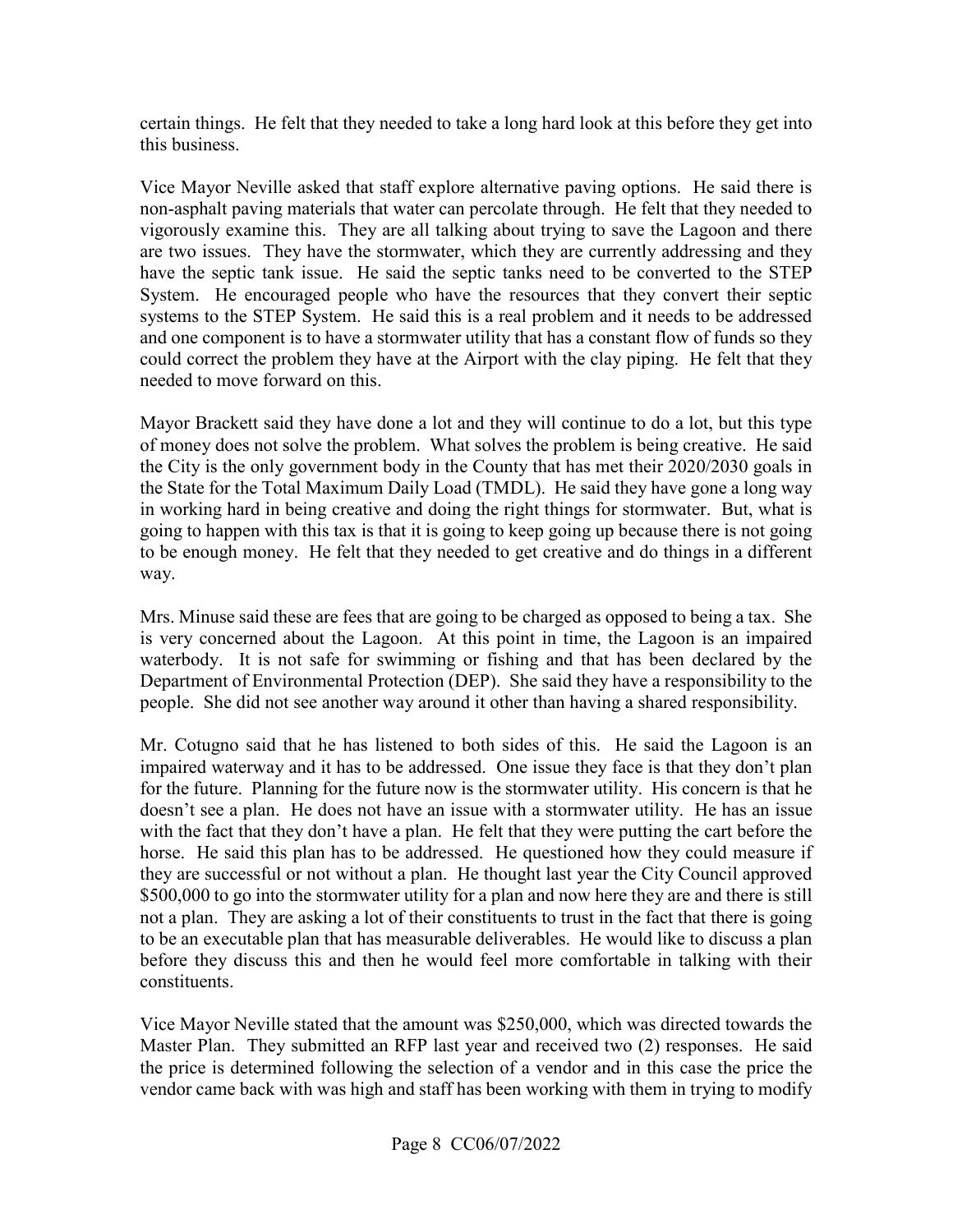certain things. He felt that they needed to take a long hard look at this before they get into this business.

Vice Mayor Neville asked that staff explore alternative paving options. He said there is non-asphalt paving materials that water can percolate through. He felt that they needed to vigorously examine this. They are all talking about trying to save the Lagoon and there are two issues. They have the stormwater, which they are currently addressing and they have the septic tank issue. He said the septic tanks need to be converted to the STEP System. He encouraged people who have the resources that they convert their septic systems to the STEP System. He said this is a real problem and it needs to be addressed and one component is to have a stormwater utility that has a constant flow of funds so they could correct the problem they have at the Airport with the clay piping. He felt that they needed to move forward on this.

Mayor Brackett said they have done a lot and they will continue to do a lot, but this type of money does not solve the problem. What solves the problem is being creative. He said the City is the only government body in the County that has met their 2020/2030 goals in the State for the Total Maximum Daily Load (TMDL). He said they have gone a long way in working hard in being creative and doing the right things for stormwater. But, what is going to happen with this tax is that it is going to keep going up because there is not going to be enough money. He felt that they needed to get creative and do things in a different way.

Mrs. Minuse said these are fees that are going to be charged as opposed to being a tax. She is very concerned about the Lagoon. At this point in time, the Lagoon is an impaired waterbody. It is not safe for swimming or fishing and that has been declared by the Department of Environmental Protection (DEP). She said they have a responsibility to the people. She did not see another way around it other than having a shared responsibility.

Mr. Cotugno said that he has listened to both sides of this. He said the Lagoon is an impaired waterway and it has to be addressed. One issue they face is that they don't plan for the future. Planning for the future now is the stormwater utility. His concern is that he doesn't see a plan. He does not have an issue with a stormwater utility. He has an issue with the fact that they don't have a plan. He felt that they were putting the cart before the horse. He said this plan has to be addressed. He questioned how they could measure if they are successful or not without a plan. He thought last year the City Council approved $500,000 to go into the stormwater utility for a plan and now here they are and there is still not a plan. They are asking a lot of their constituents to trust in the fact that there is going to be an executable plan that has measurable deliverables. He would like to discuss a plan before they discuss this and then he would feel more comfortable in talking with their constituents.

Vice Mayor Neville stated that the amount was $250,000, which was directed towards the Master Plan. They submitted an RFP last year and received two (2) responses. He said the price is determined following the selection of a vendor and in this case the price the vendor came back with was high and staff has been working with them in trying to modify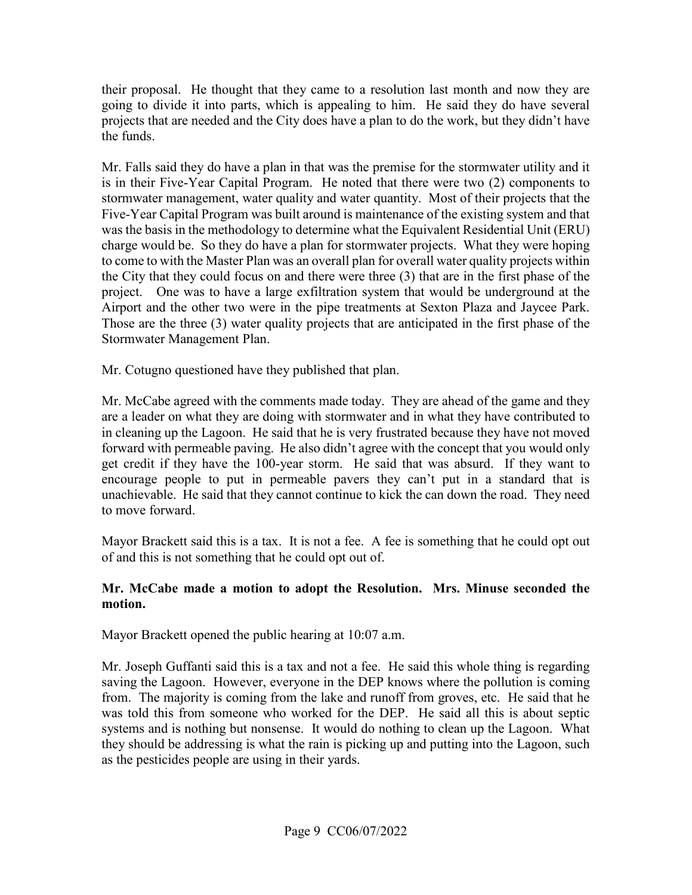their proposal. He thought that they came to a resolution last month and now they are going to divide it into parts, which is appealing to him. He said they do have several projects that are needed and the City does have a plan to do the work, but they didn't have the funds.

Mr. Falls said they do have a plan in that was the premise for the stormwater utility and it is in their Five-Year Capital Program. He noted that there were two (2) components to stormwater management, water quality and water quantity. Most of their projects that the Five-Year Capital Program was built around is maintenance of the existing system and that was the basis in the methodology to determine what the Equivalent Residential Unit (ERU) charge would be. So they do have a plan for stormwater projects. What they were hoping to come to with the Master Plan was an overall plan for overall water quality projects within the City that they could focus on and there were three (3) that are in the first phase of the project. One was to have a large exfiltration system that would be underground at the Airport and the other two were in the pipe treatments at Sexton Plaza and Jaycee Park. Those are the three (3) water quality projects that are anticipated in the first phase of the Stormwater Management Plan.

Mr. Cotugno questioned have they published that plan.

Mr. McCabe agreed with the comments made today. They are ahead of the game and they are a leader on what they are doing with stormwater and in what they have contributed to in cleaning up the Lagoon. He said that he is very frustrated because they have not moved forward with permeable paving. He also didn't agree with the concept that you would only get credit if they have the 100-year storm. He said that was absurd. If they want to encourage people to put in permeable pavers they can't put in a standard that is unachievable. He said that they cannot continue to kick the can down the road. They need to move forward.

Mayor Brackett said this is a tax. It is not a fee. A fee is something that he could opt out of and this is not something that he could opt out of.

**Mr. McCabe made a motion to adopt the Resolution. Mrs. Minuse seconded the motion.**

Mayor Brackett opened the public hearing at 10:07 a.m.

Mr. Joseph Guffanti said this is a tax and not a fee. He said this whole thing is regarding saving the Lagoon. However, everyone in the DEP knows where the pollution is coming from. The majority is coming from the lake and runoff from groves, etc. He said that he was told this from someone who worked for the DEP. He said all this is about septic systems and is nothing but nonsense. It would do nothing to clean up the Lagoon. What they should be addressing is what the rain is picking up and putting into the Lagoon, such as the pesticides people are using in their yards.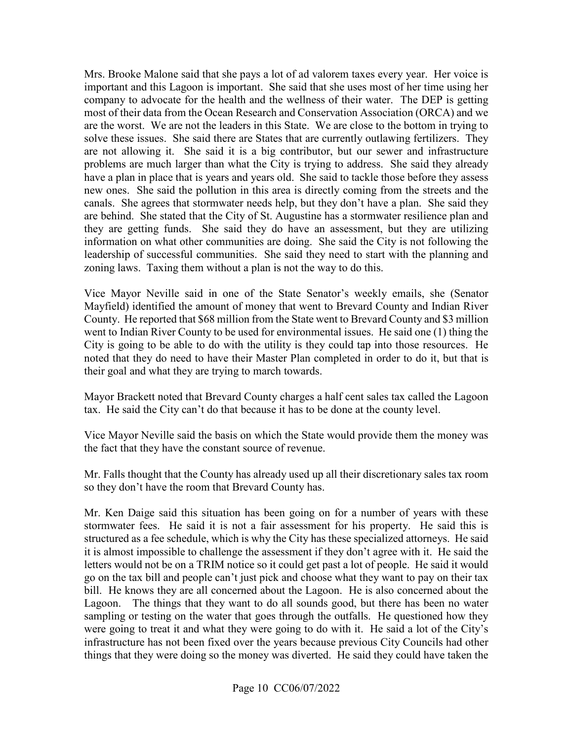Mrs. Brooke Malone said that she pays a lot of ad valorem taxes every year. Her voice is important and this Lagoon is important. She said that she uses most of her time using her company to advocate for the health and the wellness of their water. The DEP is getting most of their data from the Ocean Research and Conservation Association (ORCA) and we are the worst. We are not the leaders in this State. We are close to the bottom in trying to solve these issues. She said there are States that are currently outlawing fertilizers. They are not allowing it. She said it is a big contributor, but our sewer and infrastructure problems are much larger than what the City is trying to address. She said they already have a plan in place that is years and years old. She said to tackle those before they assess new ones. She said the pollution in this area is directly coming from the streets and the canals. She agrees that stormwater needs help, but they don't have a plan. She said they are behind. She stated that the City of St. Augustine has a stormwater resilience plan and they are getting funds. She said they do have an assessment, but they are utilizing information on what other communities are doing. She said the City is not following the leadership of successful communities. She said they need to start with the planning and zoning laws. Taxing them without a plan is not the way to do this.

Vice Mayor Neville said in one of the State Senator's weekly emails, she (Senator Mayfield) identified the amount of money that went to Brevard County and Indian River County. He reported that $68 million from the State went to Brevard County and $3 million went to Indian River County to be used for environmental issues. He said one (1) thing the City is going to be able to do with the utility is they could tap into those resources. He noted that they do need to have their Master Plan completed in order to do it, but that is their goal and what they are trying to march towards.

Mayor Brackett noted that Brevard County charges a half cent sales tax called the Lagoon tax. He said the City can't do that because it has to be done at the county level.

Vice Mayor Neville said the basis on which the State would provide them the money was the fact that they have the constant source of revenue.

Mr. Falls thought that the County has already used up all their discretionary sales tax room so they don't have the room that Brevard County has.

Mr. Ken Daige said this situation has been going on for a number of years with these stormwater fees. He said it is not a fair assessment for his property. He said this is structured as a fee schedule, which is why the City has these specialized attorneys. He said it is almost impossible to challenge the assessment if they don't agree with it. He said the letters would not be on a TRIM notice so it could get past a lot of people. He said it would go on the tax bill and people can't just pick and choose what they want to pay on their tax bill. He knows they are all concerned about the Lagoon. He is also concerned about the Lagoon. The things that they want to do all sounds good, but there has been no water sampling or testing on the water that goes through the outfalls. He questioned how they were going to treat it and what they were going to do with it. He said a lot of the City's infrastructure has not been fixed over the years because previous City Councils had other things that they were doing so the money was diverted. He said they could have taken the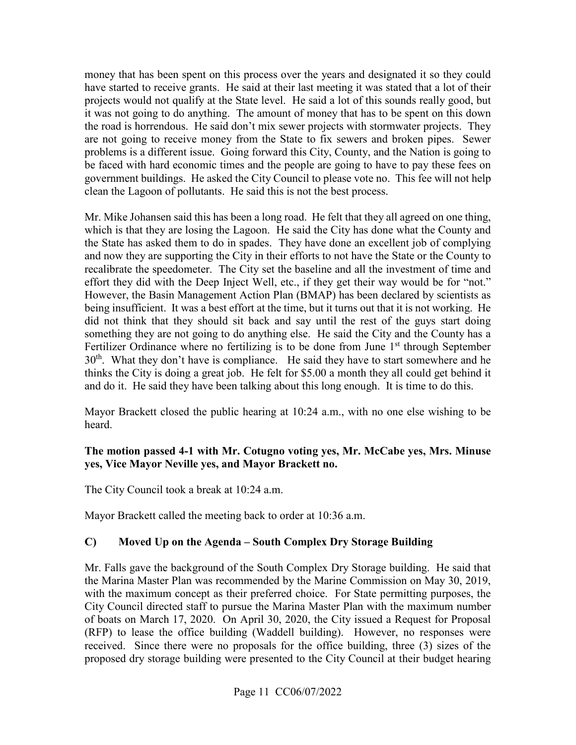money that has been spent on this process over the years and designated it so they could have started to receive grants. He said at their last meeting it was stated that a lot of their projects would not qualify at the State level. He said a lot of this sounds really good, but it was not going to do anything. The amount of money that has to be spent on this down the road is horrendous. He said don't mix sewer projects with stormwater projects. They are not going to receive money from the State to fix sewers and broken pipes. Sewer problems is a different issue. Going forward this City, County, and the Nation is going to be faced with hard economic times and the people are going to have to pay these fees on government buildings. He asked the City Council to please vote no. This fee will not help clean the Lagoon of pollutants. He said this is not the best process.

Mr. Mike Johansen said this has been a long road. He felt that they all agreed on one thing, which is that they are losing the Lagoon. He said the City has done what the County and the State has asked them to do in spades. They have done an excellent job of complying and now they are supporting the City in their efforts to not have the State or the County to recalibrate the speedometer. The City set the baseline and all the investment of time and effort they did with the Deep Inject Well, etc., if they get their way would be for "not." However, the Basin Management Action Plan (BMAP) has been declared by scientists as being insufficient. It was a best effort at the time, but it turns out that it is not working. He did not think that they should sit back and say until the rest of the guys start doing something they are not going to do anything else. He said the City and the County has a Fertilizer Ordinance where no fertilizing is to be done from June 1st through September 30th. What they don't have is compliance. He said they have to start somewhere and he thinks the City is doing a great job. He felt for $5.00 a month they all could get behind it and do it. He said they have been talking about this long enough. It is time to do this.

Mayor Brackett closed the public hearing at 10:24 a.m., with no one else wishing to be heard.

**The motion passed 4-1 with Mr. Cotugno voting yes, Mr. McCabe yes, Mrs. Minuse yes, Vice Mayor Neville yes, and Mayor Brackett no.**

The City Council took a break at 10:24 a.m.

Mayor Brackett called the meeting back to order at 10:36 a.m.

## C) Moved Up on the Agenda – South Complex Dry Storage Building

Mr. Falls gave the background of the South Complex Dry Storage building. He said that the Marina Master Plan was recommended by the Marine Commission on May 30, 2019, with the maximum concept as their preferred choice. For State permitting purposes, the City Council directed staff to pursue the Marina Master Plan with the maximum number of boats on March 17, 2020. On April 30, 2020, the City issued a Request for Proposal (RFP) to lease the office building (Waddell building). However, no responses were received. Since there were no proposals for the office building, three (3) sizes of the proposed dry storage building were presented to the City Council at their budget hearing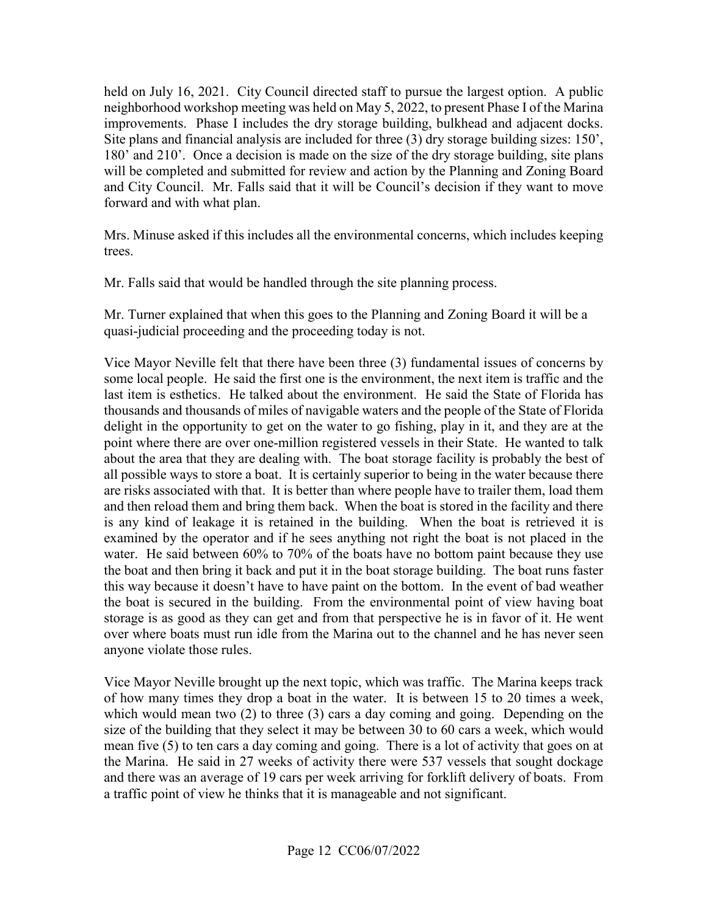held on July 16, 2021. City Council directed staff to pursue the largest option. A public neighborhood workshop meeting was held on May 5, 2022, to present Phase I of the Marina improvements. Phase I includes the dry storage building, bulkhead and adjacent docks. Site plans and financial analysis are included for three (3) dry storage building sizes: 150', 180' and 210'. Once a decision is made on the size of the dry storage building, site plans will be completed and submitted for review and action by the Planning and Zoning Board and City Council. Mr. Falls said that it will be Council's decision if they want to move forward and with what plan.

Mrs. Minuse asked if this includes all the environmental concerns, which includes keeping trees.

Mr. Falls said that would be handled through the site planning process.

Mr. Turner explained that when this goes to the Planning and Zoning Board it will be a quasi-judicial proceeding and the proceeding today is not.

Vice Mayor Neville felt that there have been three (3) fundamental issues of concerns by some local people. He said the first one is the environment, the next item is traffic and the last item is esthetics. He talked about the environment. He said the State of Florida has thousands and thousands of miles of navigable waters and the people of the State of Florida delight in the opportunity to get on the water to go fishing, play in it, and they are at the point where there are over one-million registered vessels in their State. He wanted to talk about the area that they are dealing with. The boat storage facility is probably the best of all possible ways to store a boat. It is certainly superior to being in the water because there are risks associated with that. It is better than where people have to trailer them, load them and then reload them and bring them back. When the boat is stored in the facility and there is any kind of leakage it is retained in the building. When the boat is retrieved it is examined by the operator and if he sees anything not right the boat is not placed in the water. He said between 60% to 70% of the boats have no bottom paint because they use the boat and then bring it back and put it in the boat storage building. The boat runs faster this way because it doesn't have to have paint on the bottom. In the event of bad weather the boat is secured in the building. From the environmental point of view having boat storage is as good as they can get and from that perspective he is in favor of it. He went over where boats must run idle from the Marina out to the channel and he has never seen anyone violate those rules.

Vice Mayor Neville brought up the next topic, which was traffic. The Marina keeps track of how many times they drop a boat in the water. It is between 15 to 20 times a week, which would mean two (2) to three (3) cars a day coming and going. Depending on the size of the building that they select it may be between 30 to 60 cars a week, which would mean five (5) to ten cars a day coming and going. There is a lot of activity that goes on at the Marina. He said in 27 weeks of activity there were 537 vessels that sought dockage and there was an average of 19 cars per week arriving for forklift delivery of boats. From a traffic point of view he thinks that it is manageable and not significant.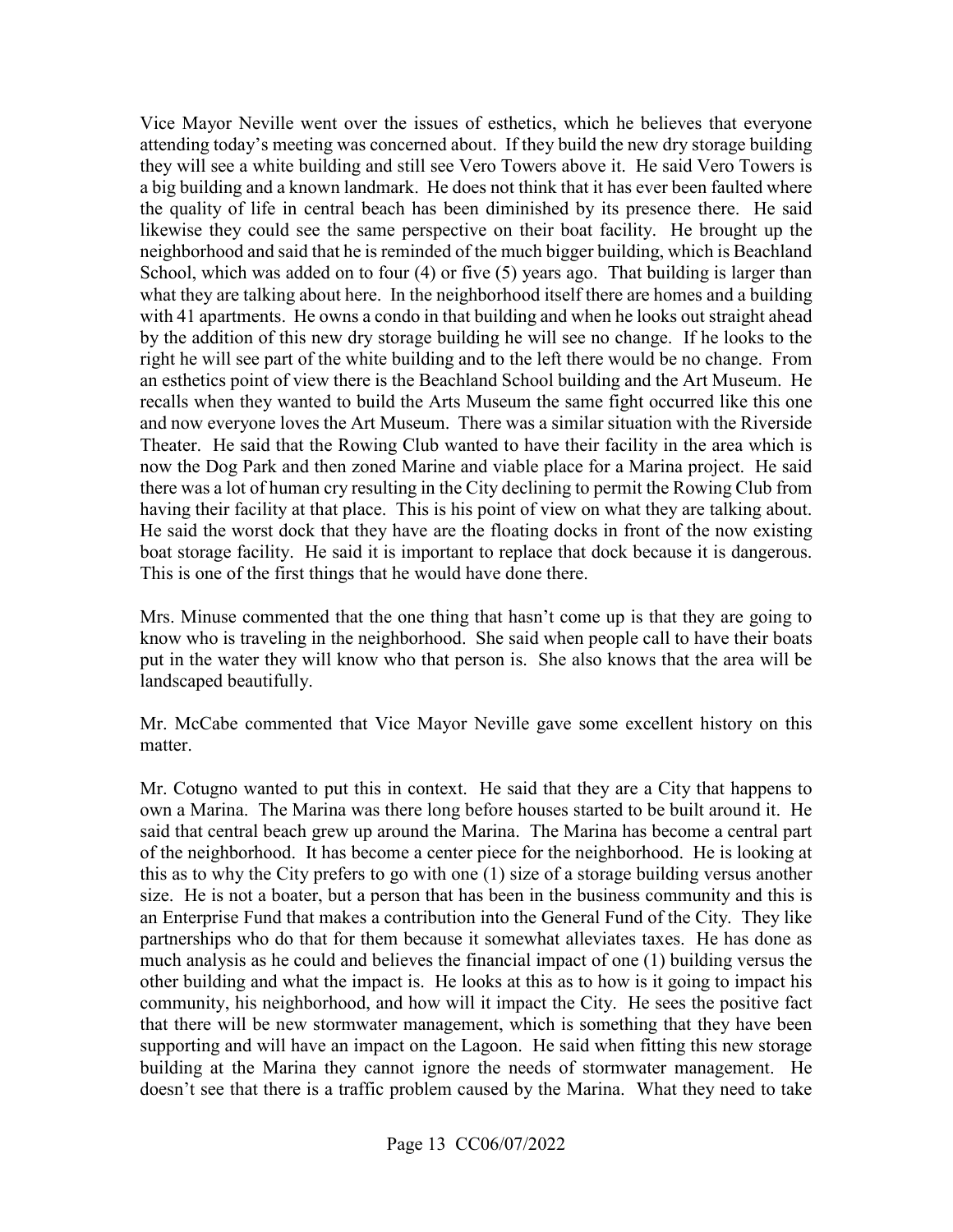Vice Mayor Neville went over the issues of esthetics, which he believes that everyone attending today's meeting was concerned about. If they build the new dry storage building they will see a white building and still see Vero Towers above it. He said Vero Towers is a big building and a known landmark. He does not think that it has ever been faulted where the quality of life in central beach has been diminished by its presence there. He said likewise they could see the same perspective on their boat facility. He brought up the neighborhood and said that he is reminded of the much bigger building, which is Beachland School, which was added on to four (4) or five (5) years ago. That building is larger than what they are talking about here. In the neighborhood itself there are homes and a building with 41 apartments. He owns a condo in that building and when he looks out straight ahead by the addition of this new dry storage building he will see no change. If he looks to the right he will see part of the white building and to the left there would be no change. From an esthetics point of view there is the Beachland School building and the Art Museum. He recalls when they wanted to build the Arts Museum the same fight occurred like this one and now everyone loves the Art Museum. There was a similar situation with the Riverside Theater. He said that the Rowing Club wanted to have their facility in the area which is now the Dog Park and then zoned Marine and viable place for a Marina project. He said there was a lot of human cry resulting in the City declining to permit the Rowing Club from having their facility at that place. This is his point of view on what they are talking about. He said the worst dock that they have are the floating docks in front of the now existing boat storage facility. He said it is important to replace that dock because it is dangerous. This is one of the first things that he would have done there.

Mrs. Minuse commented that the one thing that hasn't come up is that they are going to know who is traveling in the neighborhood. She said when people call to have their boats put in the water they will know who that person is. She also knows that the area will be landscaped beautifully.

Mr. McCabe commented that Vice Mayor Neville gave some excellent history on this matter.

Mr. Cotugno wanted to put this in context. He said that they are a City that happens to own a Marina. The Marina was there long before houses started to be built around it. He said that central beach grew up around the Marina. The Marina has become a central part of the neighborhood. It has become a center piece for the neighborhood. He is looking at this as to why the City prefers to go with one (1) size of a storage building versus another size. He is not a boater, but a person that has been in the business community and this is an Enterprise Fund that makes a contribution into the General Fund of the City. They like partnerships who do that for them because it somewhat alleviates taxes. He has done as much analysis as he could and believes the financial impact of one (1) building versus the other building and what the impact is. He looks at this as to how is it going to impact his community, his neighborhood, and how will it impact the City. He sees the positive fact that there will be new stormwater management, which is something that they have been supporting and will have an impact on the Lagoon. He said when fitting this new storage building at the Marina they cannot ignore the needs of stormwater management. He doesn't see that there is a traffic problem caused by the Marina. What they need to take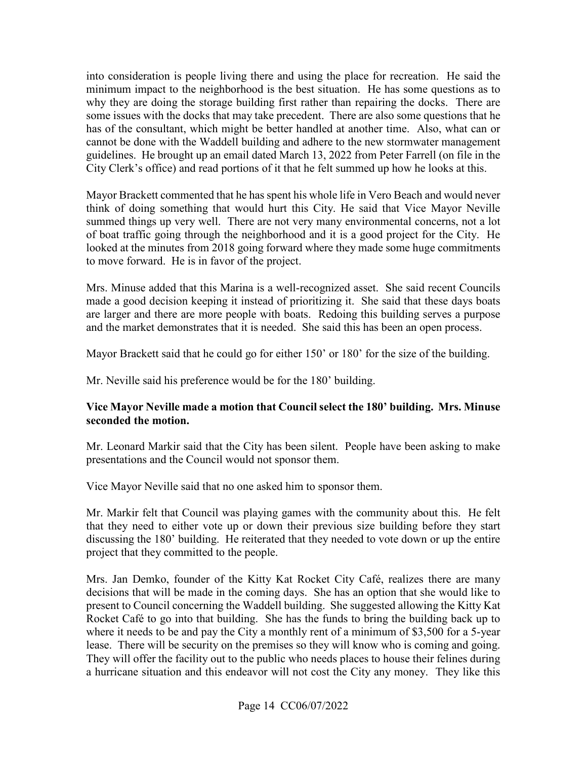into consideration is people living there and using the place for recreation. He said the minimum impact to the neighborhood is the best situation. He has some questions as to why they are doing the storage building first rather than repairing the docks. There are some issues with the docks that may take precedent. There are also some questions that he has of the consultant, which might be better handled at another time. Also, what can or cannot be done with the Waddell building and adhere to the new stormwater management guidelines. He brought up an email dated March 13, 2022 from Peter Farrell (on file in the City Clerk's office) and read portions of it that he felt summed up how he looks at this.

Mayor Brackett commented that he has spent his whole life in Vero Beach and would never think of doing something that would hurt this City. He said that Vice Mayor Neville summed things up very well. There are not very many environmental concerns, not a lot of boat traffic going through the neighborhood and it is a good project for the City. He looked at the minutes from 2018 going forward where they made some huge commitments to move forward. He is in favor of the project.

Mrs. Minuse added that this Marina is a well-recognized asset. She said recent Councils made a good decision keeping it instead of prioritizing it. She said that these days boats are larger and there are more people with boats. Redoing this building serves a purpose and the market demonstrates that it is needed. She said this has been an open process.

Mayor Brackett said that he could go for either 150' or 180' for the size of the building.

Mr. Neville said his preference would be for the 180' building.

**Vice Mayor Neville made a motion that Council select the 180' building. Mrs. Minuse seconded the motion.**

Mr. Leonard Markir said that the City has been silent. People have been asking to make presentations and the Council would not sponsor them.

Vice Mayor Neville said that no one asked him to sponsor them.

Mr. Markir felt that Council was playing games with the community about this. He felt that they need to either vote up or down their previous size building before they start discussing the 180' building. He reiterated that they needed to vote down or up the entire project that they committed to the people.

Mrs. Jan Demko, founder of the Kitty Kat Rocket City Café, realizes there are many decisions that will be made in the coming days. She has an option that she would like to present to Council concerning the Waddell building. She suggested allowing the Kitty Kat Rocket Café to go into that building. She has the funds to bring the building back up to where it needs to be and pay the City a monthly rent of a minimum of $3,500 for a 5-year lease. There will be security on the premises so they will know who is coming and going. They will offer the facility out to the public who needs places to house their felines during a hurricane situation and this endeavor will not cost the City any money. They like this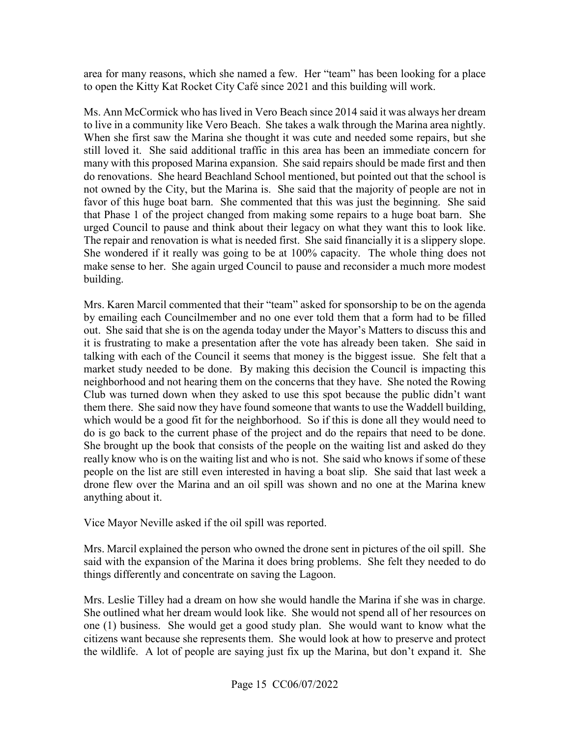area for many reasons, which she named a few. Her "team" has been looking for a place to open the Kitty Kat Rocket City Café since 2021 and this building will work.

Ms. Ann McCormick who has lived in Vero Beach since 2014 said it was always her dream to live in a community like Vero Beach. She takes a walk through the Marina area nightly. When she first saw the Marina she thought it was cute and needed some repairs, but she still loved it. She said additional traffic in this area has been an immediate concern for many with this proposed Marina expansion. She said repairs should be made first and then do renovations. She heard Beachland School mentioned, but pointed out that the school is not owned by the City, but the Marina is. She said that the majority of people are not in favor of this huge boat barn. She commented that this was just the beginning. She said that Phase 1 of the project changed from making some repairs to a huge boat barn. She urged Council to pause and think about their legacy on what they want this to look like. The repair and renovation is what is needed first. She said financially it is a slippery slope. She wondered if it really was going to be at 100% capacity. The whole thing does not make sense to her. She again urged Council to pause and reconsider a much more modest building.

Mrs. Karen Marcil commented that their "team" asked for sponsorship to be on the agenda by emailing each Councilmember and no one ever told them that a form had to be filled out. She said that she is on the agenda today under the Mayor's Matters to discuss this and it is frustrating to make a presentation after the vote has already been taken. She said in talking with each of the Council it seems that money is the biggest issue. She felt that a market study needed to be done. By making this decision the Council is impacting this neighborhood and not hearing them on the concerns that they have. She noted the Rowing Club was turned down when they asked to use this spot because the public didn't want them there. She said now they have found someone that wants to use the Waddell building, which would be a good fit for the neighborhood. So if this is done all they would need to do is go back to the current phase of the project and do the repairs that need to be done. She brought up the book that consists of the people on the waiting list and asked do they really know who is on the waiting list and who is not. She said who knows if some of these people on the list are still even interested in having a boat slip. She said that last week a drone flew over the Marina and an oil spill was shown and no one at the Marina knew anything about it.

Vice Mayor Neville asked if the oil spill was reported.

Mrs. Marcil explained the person who owned the drone sent in pictures of the oil spill. She said with the expansion of the Marina it does bring problems. She felt they needed to do things differently and concentrate on saving the Lagoon.

Mrs. Leslie Tilley had a dream on how she would handle the Marina if she was in charge. She outlined what her dream would look like. She would not spend all of her resources on one (1) business. She would get a good study plan. She would want to know what the citizens want because she represents them. She would look at how to preserve and protect the wildlife. A lot of people are saying just fix up the Marina, but don't expand it. She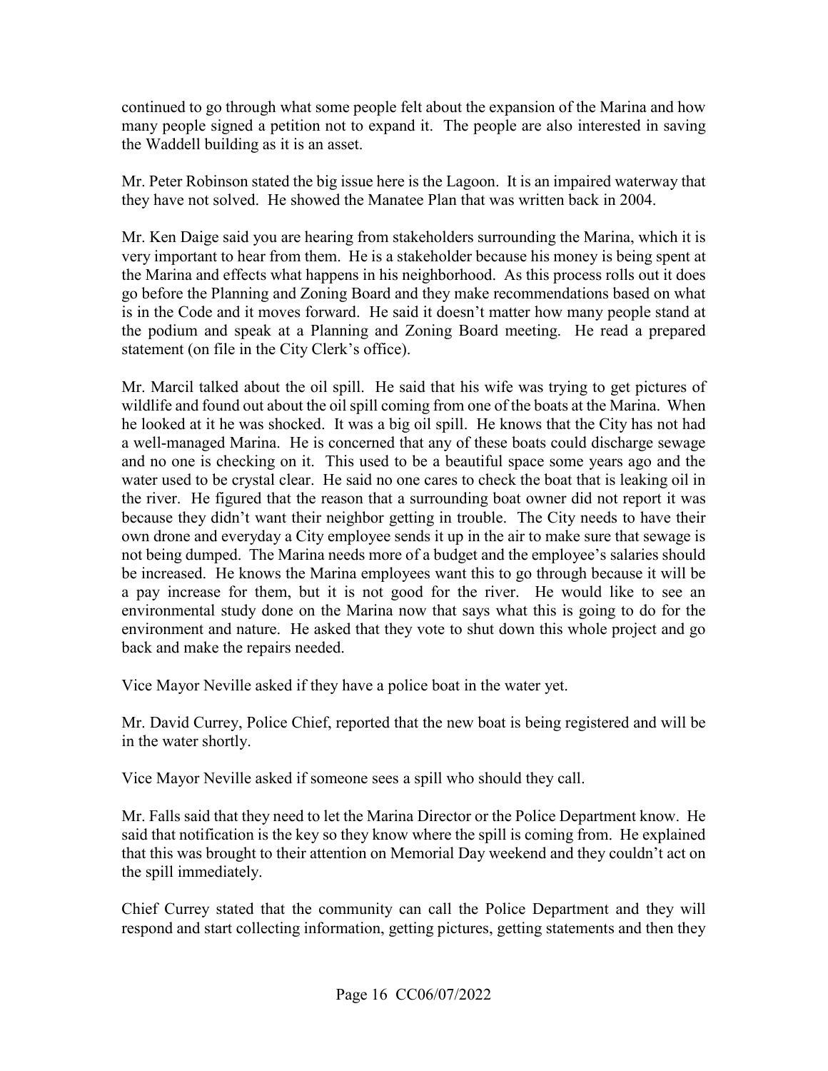continued to go through what some people felt about the expansion of the Marina and how many people signed a petition not to expand it. The people are also interested in saving the Waddell building as it is an asset.

Mr. Peter Robinson stated the big issue here is the Lagoon. It is an impaired waterway that they have not solved. He showed the Manatee Plan that was written back in 2004.

Mr. Ken Daige said you are hearing from stakeholders surrounding the Marina, which it is very important to hear from them. He is a stakeholder because his money is being spent at the Marina and effects what happens in his neighborhood. As this process rolls out it does go before the Planning and Zoning Board and they make recommendations based on what is in the Code and it moves forward. He said it doesn't matter how many people stand at the podium and speak at a Planning and Zoning Board meeting. He read a prepared statement (on file in the City Clerk's office).

Mr. Marcil talked about the oil spill. He said that his wife was trying to get pictures of wildlife and found out about the oil spill coming from one of the boats at the Marina. When he looked at it he was shocked. It was a big oil spill. He knows that the City has not had a well-managed Marina. He is concerned that any of these boats could discharge sewage and no one is checking on it. This used to be a beautiful space some years ago and the water used to be crystal clear. He said no one cares to check the boat that is leaking oil in the river. He figured that the reason that a surrounding boat owner did not report it was because they didn't want their neighbor getting in trouble. The City needs to have their own drone and everyday a City employee sends it up in the air to make sure that sewage is not being dumped. The Marina needs more of a budget and the employee's salaries should be increased. He knows the Marina employees want this to go through because it will be a pay increase for them, but it is not good for the river. He would like to see an environmental study done on the Marina now that says what this is going to do for the environment and nature. He asked that they vote to shut down this whole project and go back and make the repairs needed.

Vice Mayor Neville asked if they have a police boat in the water yet.

Mr. David Currey, Police Chief, reported that the new boat is being registered and will be in the water shortly.

Vice Mayor Neville asked if someone sees a spill who should they call.

Mr. Falls said that they need to let the Marina Director or the Police Department know. He said that notification is the key so they know where the spill is coming from. He explained that this was brought to their attention on Memorial Day weekend and they couldn't act on the spill immediately.

Chief Currey stated that the community can call the Police Department and they will respond and start collecting information, getting pictures, getting statements and then they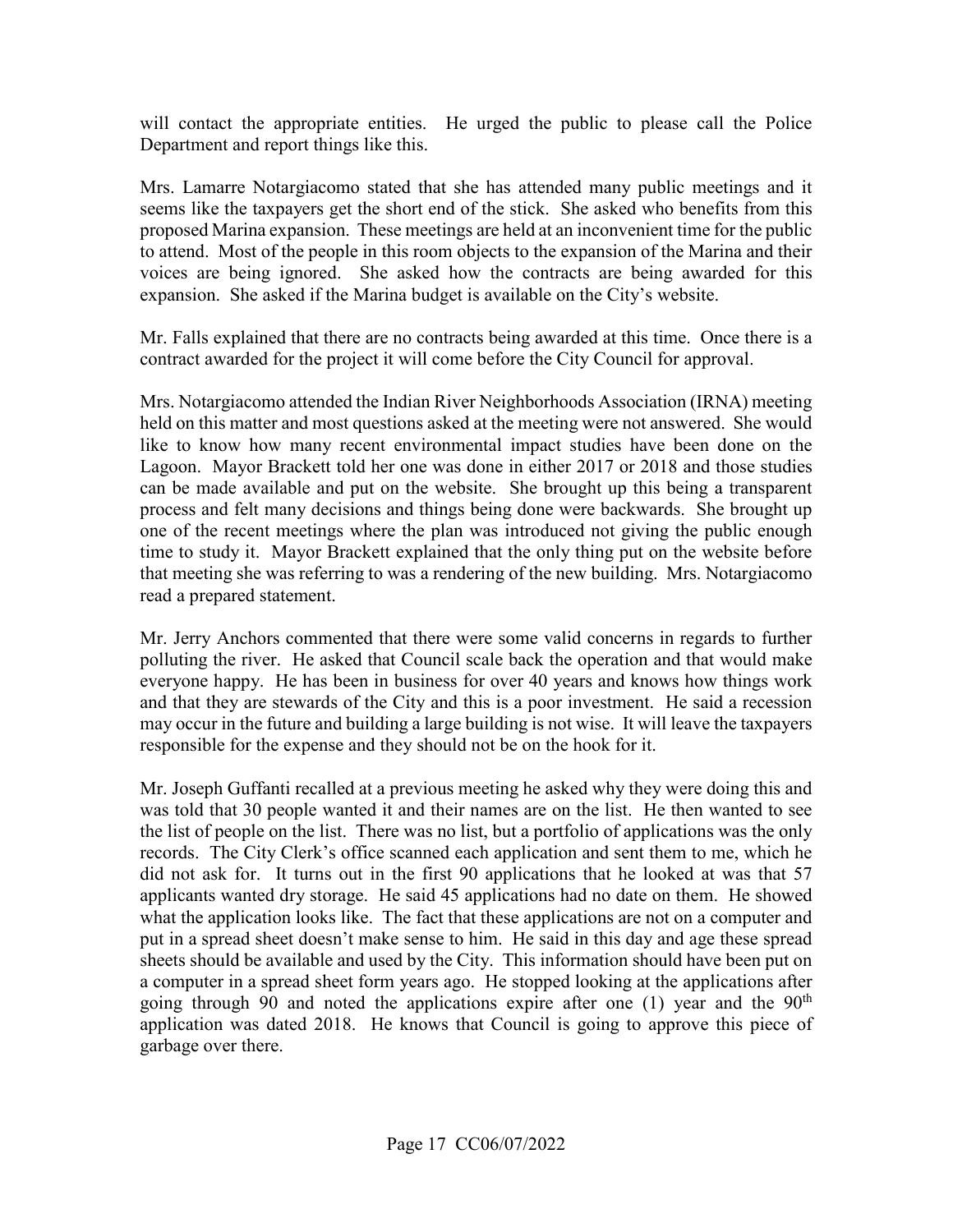will contact the appropriate entities. He urged the public to please call the Police Department and report things like this.

Mrs. Lamarre Notargiacomo stated that she has attended many public meetings and it seems like the taxpayers get the short end of the stick. She asked who benefits from this proposed Marina expansion. These meetings are held at an inconvenient time for the public to attend. Most of the people in this room objects to the expansion of the Marina and their voices are being ignored. She asked how the contracts are being awarded for this expansion. She asked if the Marina budget is available on the City's website.

Mr. Falls explained that there are no contracts being awarded at this time. Once there is a contract awarded for the project it will come before the City Council for approval.

Mrs. Notargiacomo attended the Indian River Neighborhoods Association (IRNA) meeting held on this matter and most questions asked at the meeting were not answered. She would like to know how many recent environmental impact studies have been done on the Lagoon. Mayor Brackett told her one was done in either 2017 or 2018 and those studies can be made available and put on the website. She brought up this being a transparent process and felt many decisions and things being done were backwards. She brought up one of the recent meetings where the plan was introduced not giving the public enough time to study it. Mayor Brackett explained that the only thing put on the website before that meeting she was referring to was a rendering of the new building. Mrs. Notargiacomo read a prepared statement.

Mr. Jerry Anchors commented that there were some valid concerns in regards to further polluting the river. He asked that Council scale back the operation and that would make everyone happy. He has been in business for over 40 years and knows how things work and that they are stewards of the City and this is a poor investment. He said a recession may occur in the future and building a large building is not wise. It will leave the taxpayers responsible for the expense and they should not be on the hook for it.

Mr. Joseph Guffanti recalled at a previous meeting he asked why they were doing this and was told that 30 people wanted it and their names are on the list. He then wanted to see the list of people on the list. There was no list, but a portfolio of applications was the only records. The City Clerk's office scanned each application and sent them to me, which he did not ask for. It turns out in the first 90 applications that he looked at was that 57 applicants wanted dry storage. He said 45 applications had no date on them. He showed what the application looks like. The fact that these applications are not on a computer and put in a spread sheet doesn't make sense to him. He said in this day and age these spread sheets should be available and used by the City. This information should have been put on a computer in a spread sheet form years ago. He stopped looking at the applications after going through 90 and noted the applications expire after one (1) year and the 90th application was dated 2018. He knows that Council is going to approve this piece of garbage over there.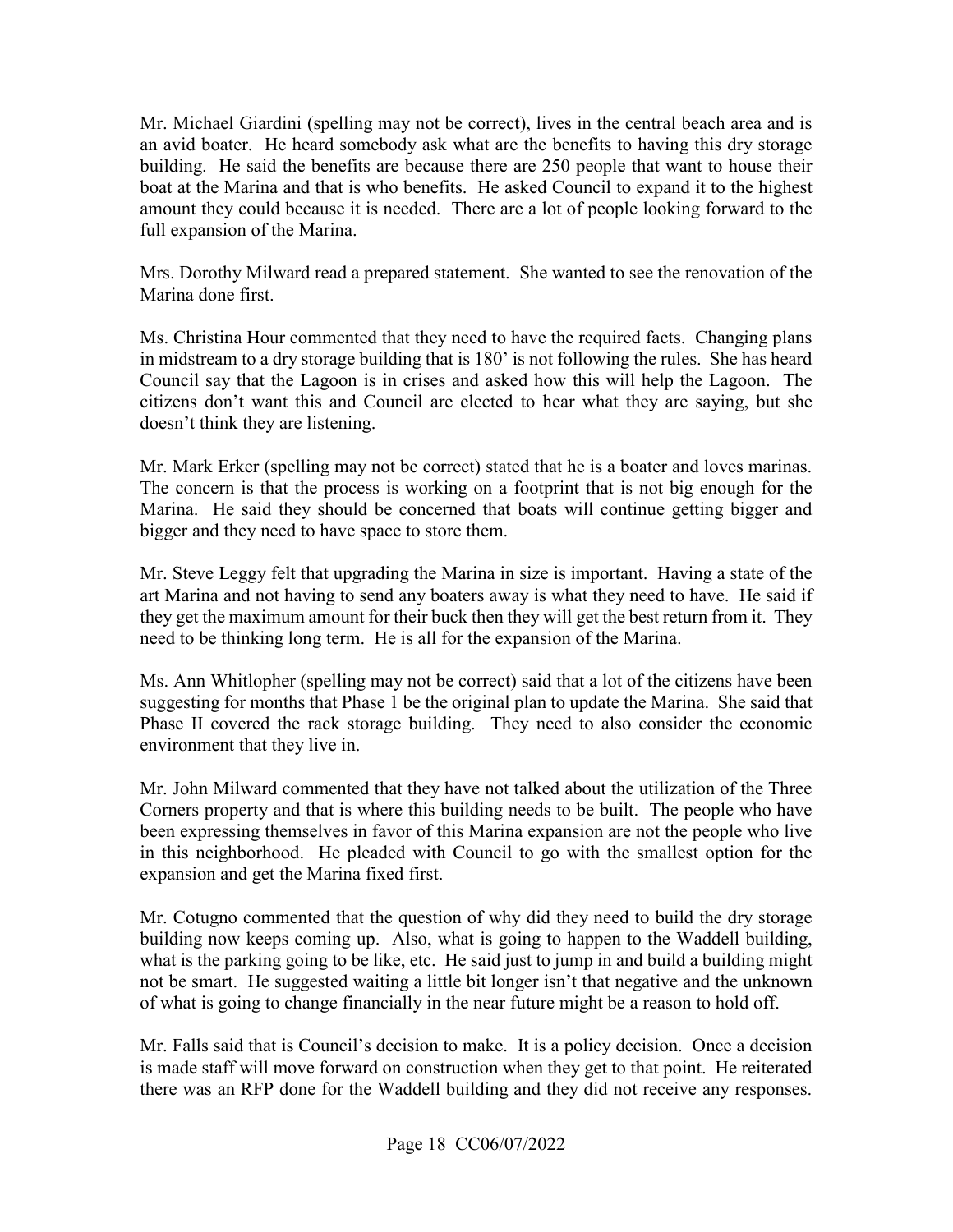Mr. Michael Giardini (spelling may not be correct), lives in the central beach area and is an avid boater. He heard somebody ask what are the benefits to having this dry storage building. He said the benefits are because there are 250 people that want to house their boat at the Marina and that is who benefits. He asked Council to expand it to the highest amount they could because it is needed. There are a lot of people looking forward to the full expansion of the Marina.

Mrs. Dorothy Milward read a prepared statement. She wanted to see the renovation of the Marina done first.

Ms. Christina Hour commented that they need to have the required facts. Changing plans in midstream to a dry storage building that is 180' is not following the rules. She has heard Council say that the Lagoon is in crises and asked how this will help the Lagoon. The citizens don't want this and Council are elected to hear what they are saying, but she doesn't think they are listening.

Mr. Mark Erker (spelling may not be correct) stated that he is a boater and loves marinas. The concern is that the process is working on a footprint that is not big enough for the Marina. He said they should be concerned that boats will continue getting bigger and bigger and they need to have space to store them.

Mr. Steve Leggy felt that upgrading the Marina in size is important. Having a state of the art Marina and not having to send any boaters away is what they need to have. He said if they get the maximum amount for their buck then they will get the best return from it. They need to be thinking long term. He is all for the expansion of the Marina.

Ms. Ann Whitlopher (spelling may not be correct) said that a lot of the citizens have been suggesting for months that Phase 1 be the original plan to update the Marina. She said that Phase II covered the rack storage building. They need to also consider the economic environment that they live in.

Mr. John Milward commented that they have not talked about the utilization of the Three Corners property and that is where this building needs to be built. The people who have been expressing themselves in favor of this Marina expansion are not the people who live in this neighborhood. He pleaded with Council to go with the smallest option for the expansion and get the Marina fixed first.

Mr. Cotugno commented that the question of why did they need to build the dry storage building now keeps coming up. Also, what is going to happen to the Waddell building, what is the parking going to be like, etc. He said just to jump in and build a building might not be smart. He suggested waiting a little bit longer isn't that negative and the unknown of what is going to change financially in the near future might be a reason to hold off.

Mr. Falls said that is Council's decision to make. It is a policy decision. Once a decision is made staff will move forward on construction when they get to that point. He reiterated there was an RFP done for the Waddell building and they did not receive any responses.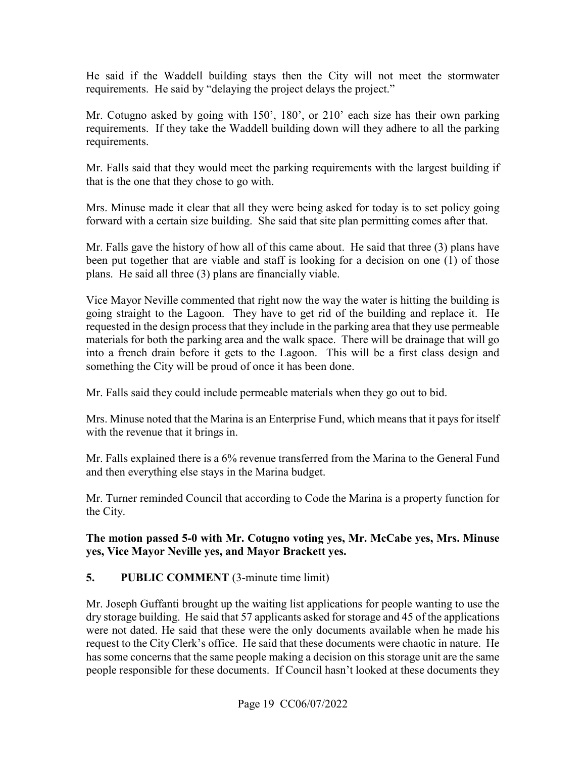He said if the Waddell building stays then the City will not meet the stormwater requirements. He said by "delaying the project delays the project."

Mr. Cotugno asked by going with 150', 180', or 210' each size has their own parking requirements. If they take the Waddell building down will they adhere to all the parking requirements.

Mr. Falls said that they would meet the parking requirements with the largest building if that is the one that they chose to go with.

Mrs. Minuse made it clear that all they were being asked for today is to set policy going forward with a certain size building. She said that site plan permitting comes after that.

Mr. Falls gave the history of how all of this came about. He said that three (3) plans have been put together that are viable and staff is looking for a decision on one (1) of those plans. He said all three (3) plans are financially viable.

Vice Mayor Neville commented that right now the way the water is hitting the building is going straight to the Lagoon. They have to get rid of the building and replace it. He requested in the design process that they include in the parking area that they use permeable materials for both the parking area and the walk space. There will be drainage that will go into a french drain before it gets to the Lagoon. This will be a first class design and something the City will be proud of once it has been done.

Mr. Falls said they could include permeable materials when they go out to bid.

Mrs. Minuse noted that the Marina is an Enterprise Fund, which means that it pays for itself with the revenue that it brings in.

Mr. Falls explained there is a 6% revenue transferred from the Marina to the General Fund and then everything else stays in the Marina budget.

Mr. Turner reminded Council that according to Code the Marina is a property function for the City.

**The motion passed 5-0 with Mr. Cotugno voting yes, Mr. McCabe yes, Mrs. Minuse yes, Vice Mayor Neville yes, and Mayor Brackett yes.**

## 5. PUBLIC COMMENT (3-minute time limit)

Mr. Joseph Guffanti brought up the waiting list applications for people wanting to use the dry storage building. He said that 57 applicants asked for storage and 45 of the applications were not dated. He said that these were the only documents available when he made his request to the City Clerk's office. He said that these documents were chaotic in nature. He has some concerns that the same people making a decision on this storage unit are the same people responsible for these documents. If Council hasn't looked at these documents they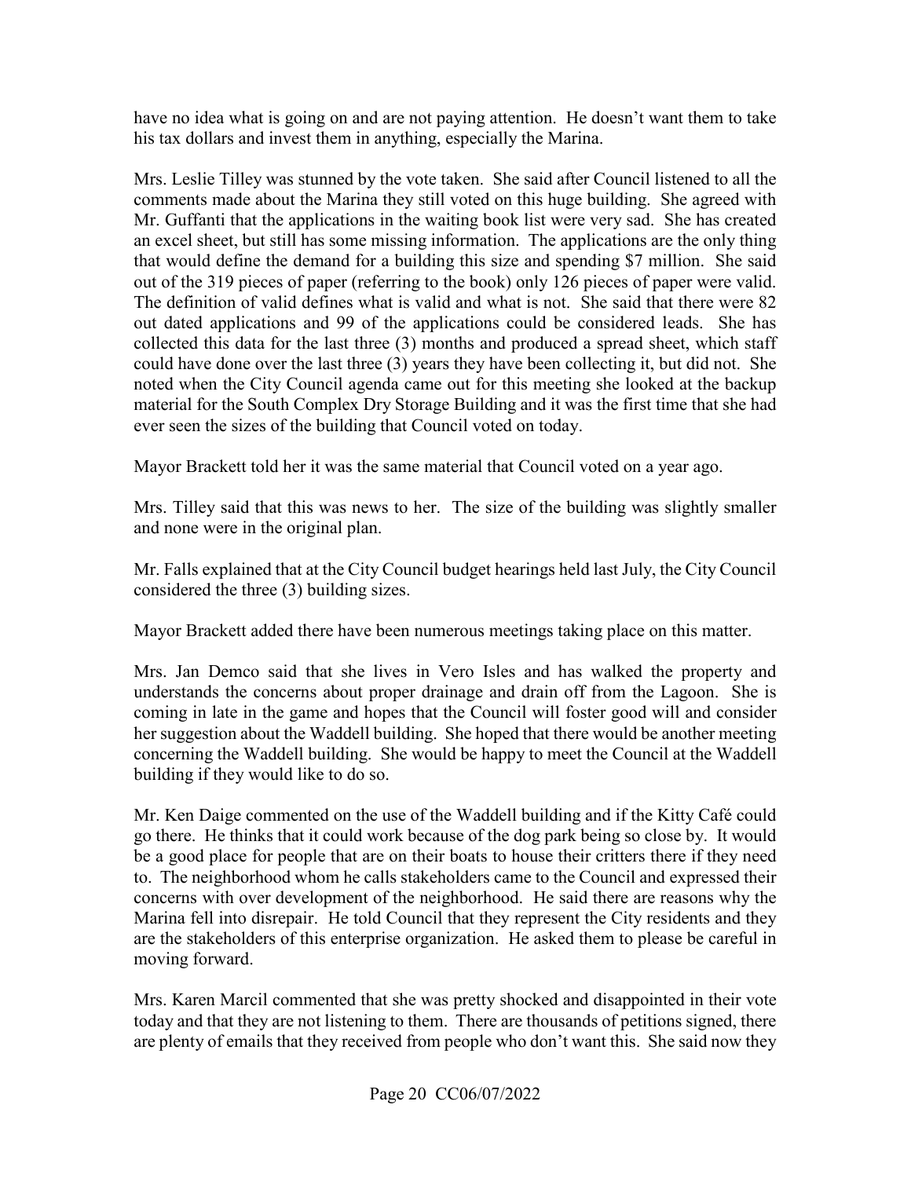have no idea what is going on and are not paying attention. He doesn't want them to take his tax dollars and invest them in anything, especially the Marina.

Mrs. Leslie Tilley was stunned by the vote taken. She said after Council listened to all the comments made about the Marina they still voted on this huge building. She agreed with Mr. Guffanti that the applications in the waiting book list were very sad. She has created an excel sheet, but still has some missing information. The applications are the only thing that would define the demand for a building this size and spending $7 million. She said out of the 319 pieces of paper (referring to the book) only 126 pieces of paper were valid. The definition of valid defines what is valid and what is not. She said that there were 82 out dated applications and 99 of the applications could be considered leads. She has collected this data for the last three (3) months and produced a spread sheet, which staff could have done over the last three (3) years they have been collecting it, but did not. She noted when the City Council agenda came out for this meeting she looked at the backup material for the South Complex Dry Storage Building and it was the first time that she had ever seen the sizes of the building that Council voted on today.

Mayor Brackett told her it was the same material that Council voted on a year ago.

Mrs. Tilley said that this was news to her. The size of the building was slightly smaller and none were in the original plan.

Mr. Falls explained that at the City Council budget hearings held last July, the City Council considered the three (3) building sizes.

Mayor Brackett added there have been numerous meetings taking place on this matter.

Mrs. Jan Demco said that she lives in Vero Isles and has walked the property and understands the concerns about proper drainage and drain off from the Lagoon. She is coming in late in the game and hopes that the Council will foster good will and consider her suggestion about the Waddell building. She hoped that there would be another meeting concerning the Waddell building. She would be happy to meet the Council at the Waddell building if they would like to do so.

Mr. Ken Daige commented on the use of the Waddell building and if the Kitty Café could go there. He thinks that it could work because of the dog park being so close by. It would be a good place for people that are on their boats to house their critters there if they need to. The neighborhood whom he calls stakeholders came to the Council and expressed their concerns with over development of the neighborhood. He said there are reasons why the Marina fell into disrepair. He told Council that they represent the City residents and they are the stakeholders of this enterprise organization. He asked them to please be careful in moving forward.

Mrs. Karen Marcil commented that she was pretty shocked and disappointed in their vote today and that they are not listening to them. There are thousands of petitions signed, there are plenty of emails that they received from people who don't want this. She said now they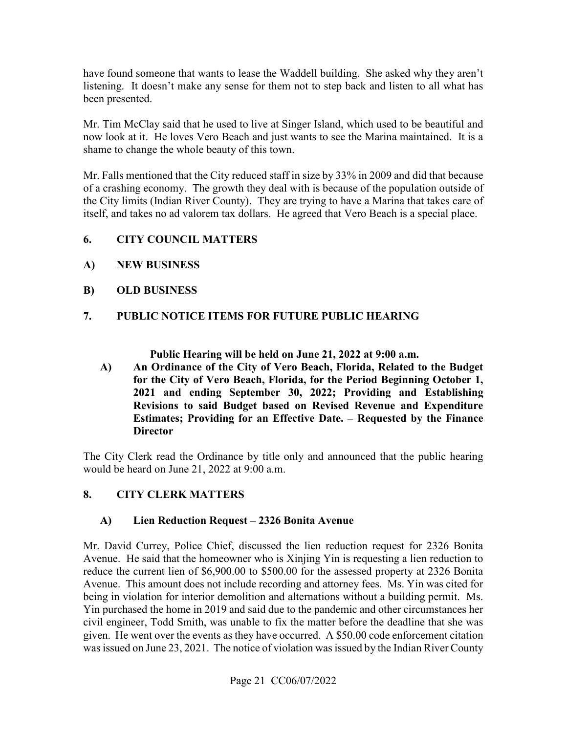have found someone that wants to lease the Waddell building. She asked why they aren't listening. It doesn't make any sense for them not to step back and listen to all what has been presented.

Mr. Tim McClay said that he used to live at Singer Island, which used to be beautiful and now look at it. He loves Vero Beach and just wants to see the Marina maintained. It is a shame to change the whole beauty of this town.

Mr. Falls mentioned that the City reduced staff in size by 33% in 2009 and did that because of a crashing economy. The growth they deal with is because of the population outside of the City limits (Indian River County). They are trying to have a Marina that takes care of itself, and takes no ad valorem tax dollars. He agreed that Vero Beach is a special place.

## 6. CITY COUNCIL MATTERS

### A) NEW BUSINESS

### B) OLD BUSINESS

## 7. PUBLIC NOTICE ITEMS FOR FUTURE PUBLIC HEARING

**Public Hearing will be held on June 21, 2022 at 9:00 a.m.**

**A) An Ordinance of the City of Vero Beach, Florida, Related to the Budget for the City of Vero Beach, Florida, for the Period Beginning October 1, 2021 and ending September 30, 2022; Providing and Establishing Revisions to said Budget based on Revised Revenue and Expenditure Estimates; Providing for an Effective Date. – Requested by the Finance Director**

The City Clerk read the Ordinance by title only and announced that the public hearing would be heard on June 21, 2022 at 9:00 a.m.

## 8. CITY CLERK MATTERS

### A) Lien Reduction Request – 2326 Bonita Avenue

Mr. David Currey, Police Chief, discussed the lien reduction request for 2326 Bonita Avenue. He said that the homeowner who is Xinjing Yin is requesting a lien reduction to reduce the current lien of $6,900.00 to $500.00 for the assessed property at 2326 Bonita Avenue. This amount does not include recording and attorney fees. Ms. Yin was cited for being in violation for interior demolition and alternations without a building permit. Ms. Yin purchased the home in 2019 and said due to the pandemic and other circumstances her civil engineer, Todd Smith, was unable to fix the matter before the deadline that she was given. He went over the events as they have occurred. A $50.00 code enforcement citation was issued on June 23, 2021. The notice of violation was issued by the Indian River County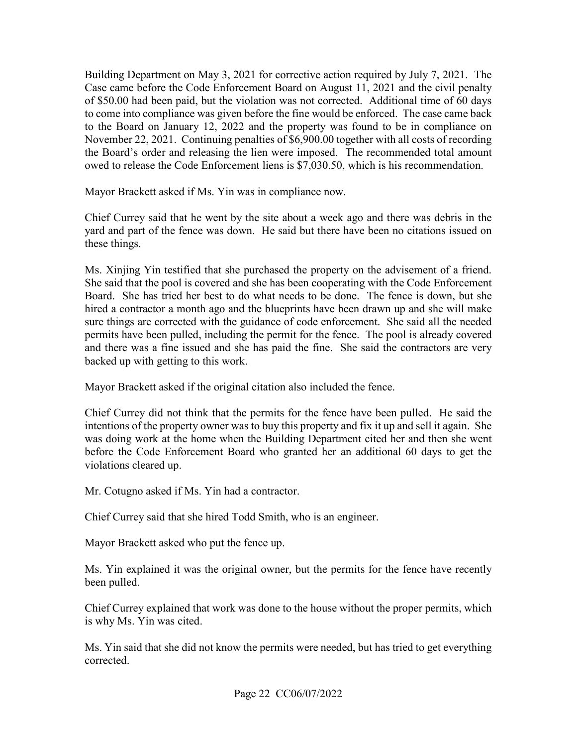Building Department on May 3, 2021 for corrective action required by July 7, 2021. The Case came before the Code Enforcement Board on August 11, 2021 and the civil penalty of $50.00 had been paid, but the violation was not corrected. Additional time of 60 days to come into compliance was given before the fine would be enforced. The case came back to the Board on January 12, 2022 and the property was found to be in compliance on November 22, 2021. Continuing penalties of $6,900.00 together with all costs of recording the Board's order and releasing the lien were imposed. The recommended total amount owed to release the Code Enforcement liens is $7,030.50, which is his recommendation.

Mayor Brackett asked if Ms. Yin was in compliance now.

Chief Currey said that he went by the site about a week ago and there was debris in the yard and part of the fence was down. He said but there have been no citations issued on these things.

Ms. Xinjing Yin testified that she purchased the property on the advisement of a friend. She said that the pool is covered and she has been cooperating with the Code Enforcement Board. She has tried her best to do what needs to be done. The fence is down, but she hired a contractor a month ago and the blueprints have been drawn up and she will make sure things are corrected with the guidance of code enforcement. She said all the needed permits have been pulled, including the permit for the fence. The pool is already covered and there was a fine issued and she has paid the fine. She said the contractors are very backed up with getting to this work.

Mayor Brackett asked if the original citation also included the fence.

Chief Currey did not think that the permits for the fence have been pulled. He said the intentions of the property owner was to buy this property and fix it up and sell it again. She was doing work at the home when the Building Department cited her and then she went before the Code Enforcement Board who granted her an additional 60 days to get the violations cleared up.

Mr. Cotugno asked if Ms. Yin had a contractor.

Chief Currey said that she hired Todd Smith, who is an engineer.

Mayor Brackett asked who put the fence up.

Ms. Yin explained it was the original owner, but the permits for the fence have recently been pulled.

Chief Currey explained that work was done to the house without the proper permits, which is why Ms. Yin was cited.

Ms. Yin said that she did not know the permits were needed, but has tried to get everything corrected.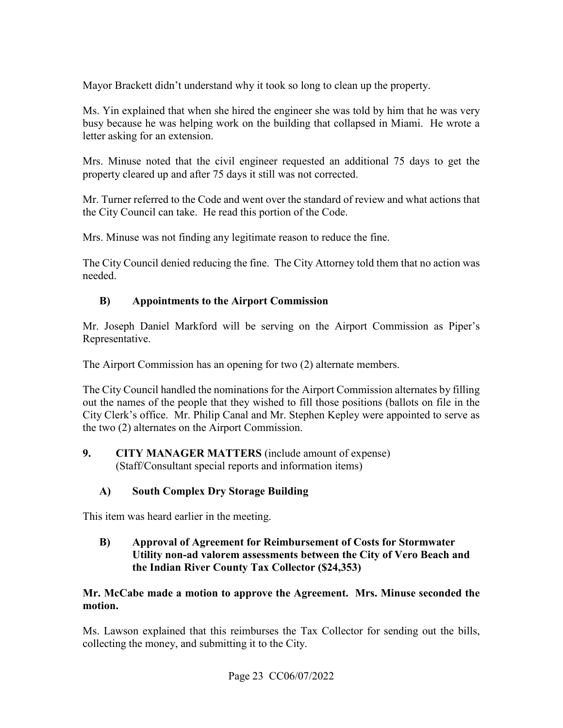Mayor Brackett didn't understand why it took so long to clean up the property.

Ms. Yin explained that when she hired the engineer she was told by him that he was very busy because he was helping work on the building that collapsed in Miami. He wrote a letter asking for an extension.

Mrs. Minuse noted that the civil engineer requested an additional 75 days to get the property cleared up and after 75 days it still was not corrected.

Mr. Turner referred to the Code and went over the standard of review and what actions that the City Council can take. He read this portion of the Code.

Mrs. Minuse was not finding any legitimate reason to reduce the fine.

The City Council denied reducing the fine. The City Attorney told them that no action was needed.

### B) Appointments to the Airport Commission

Mr. Joseph Daniel Markford will be serving on the Airport Commission as Piper's Representative.

The Airport Commission has an opening for two (2) alternate members.

The City Council handled the nominations for the Airport Commission alternates by filling out the names of the people that they wished to fill those positions (ballots on file in the City Clerk's office. Mr. Philip Canal and Mr. Stephen Kepley were appointed to serve as the two (2) alternates on the Airport Commission.

## 9. CITY MANAGER MATTERS (include amount of expense) (Staff/Consultant special reports and information items)

### A) South Complex Dry Storage Building

This item was heard earlier in the meeting.

### B) Approval of Agreement for Reimbursement of Costs for Stormwater Utility non-ad valorem assessments between the City of Vero Beach and the Indian River County Tax Collector ($24,353)

**Mr. McCabe made a motion to approve the Agreement. Mrs. Minuse seconded the motion.**

Ms. Lawson explained that this reimburses the Tax Collector for sending out the bills, collecting the money, and submitting it to the City.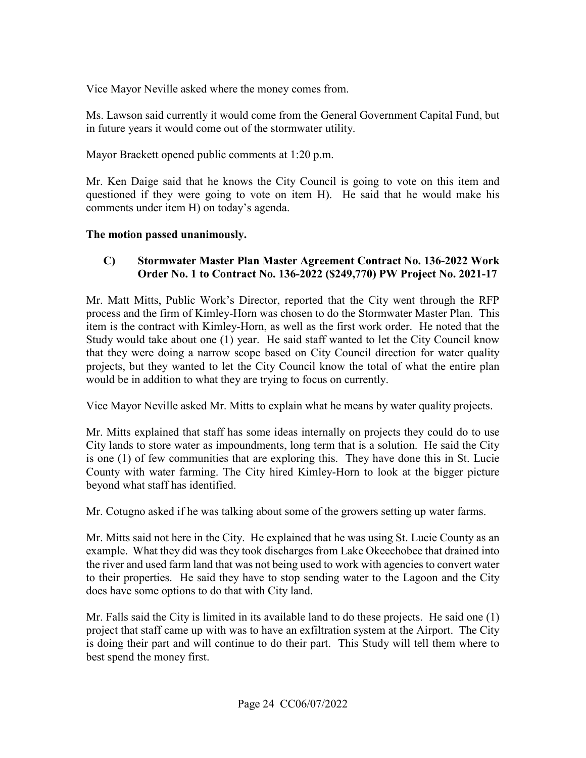Vice Mayor Neville asked where the money comes from.

Ms. Lawson said currently it would come from the General Government Capital Fund, but in future years it would come out of the stormwater utility.

Mayor Brackett opened public comments at 1:20 p.m.

Mr. Ken Daige said that he knows the City Council is going to vote on this item and questioned if they were going to vote on item H). He said that he would make his comments under item H) on today's agenda.

**The motion passed unanimously.**

**C) Stormwater Master Plan Master Agreement Contract No. 136-2022 Work Order No. 1 to Contract No. 136-2022 ($249,770) PW Project No. 2021-17**

Mr. Matt Mitts, Public Work's Director, reported that the City went through the RFP process and the firm of Kimley-Horn was chosen to do the Stormwater Master Plan. This item is the contract with Kimley-Horn, as well as the first work order. He noted that the Study would take about one (1) year. He said staff wanted to let the City Council know that they were doing a narrow scope based on City Council direction for water quality projects, but they wanted to let the City Council know the total of what the entire plan would be in addition to what they are trying to focus on currently.

Vice Mayor Neville asked Mr. Mitts to explain what he means by water quality projects.

Mr. Mitts explained that staff has some ideas internally on projects they could do to use City lands to store water as impoundments, long term that is a solution. He said the City is one (1) of few communities that are exploring this. They have done this in St. Lucie County with water farming. The City hired Kimley-Horn to look at the bigger picture beyond what staff has identified.

Mr. Cotugno asked if he was talking about some of the growers setting up water farms.

Mr. Mitts said not here in the City. He explained that he was using St. Lucie County as an example. What they did was they took discharges from Lake Okeechobee that drained into the river and used farm land that was not being used to work with agencies to convert water to their properties. He said they have to stop sending water to the Lagoon and the City does have some options to do that with City land.

Mr. Falls said the City is limited in its available land to do these projects. He said one (1) project that staff came up with was to have an exfiltration system at the Airport. The City is doing their part and will continue to do their part. This Study will tell them where to best spend the money first.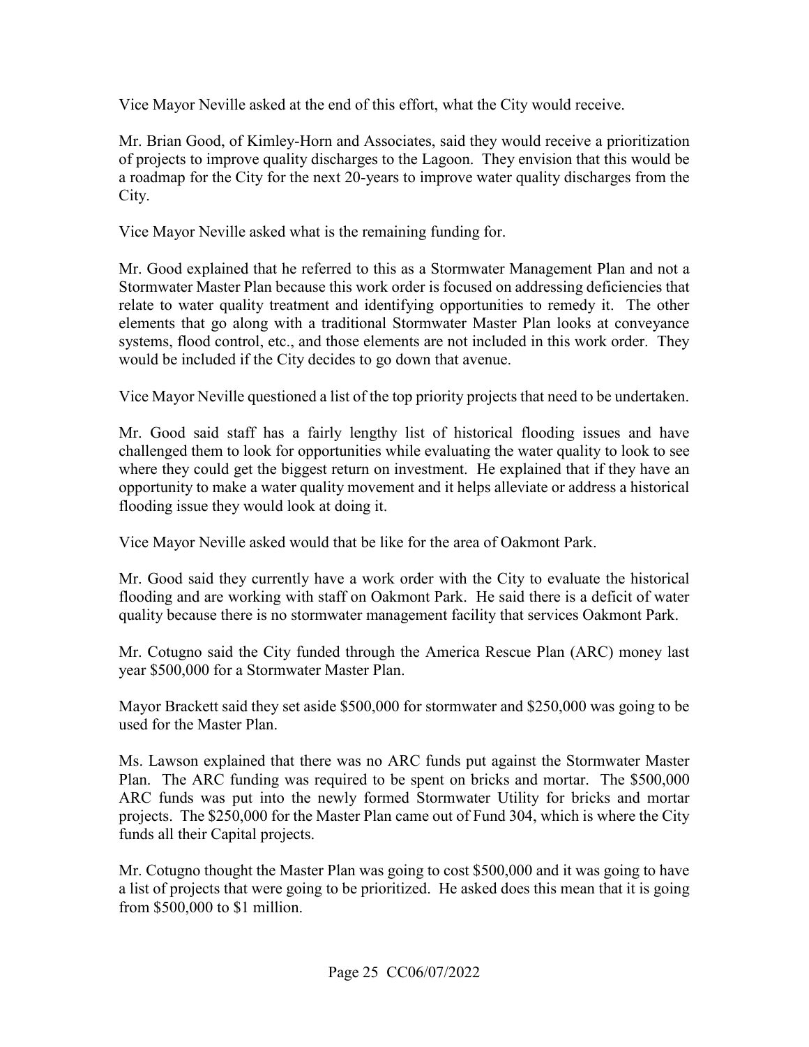Vice Mayor Neville asked at the end of this effort, what the City would receive.

Mr. Brian Good, of Kimley-Horn and Associates, said they would receive a prioritization of projects to improve quality discharges to the Lagoon. They envision that this would be a roadmap for the City for the next 20-years to improve water quality discharges from the City.

Vice Mayor Neville asked what is the remaining funding for.

Mr. Good explained that he referred to this as a Stormwater Management Plan and not a Stormwater Master Plan because this work order is focused on addressing deficiencies that relate to water quality treatment and identifying opportunities to remedy it. The other elements that go along with a traditional Stormwater Master Plan looks at conveyance systems, flood control, etc., and those elements are not included in this work order. They would be included if the City decides to go down that avenue.

Vice Mayor Neville questioned a list of the top priority projects that need to be undertaken.

Mr. Good said staff has a fairly lengthy list of historical flooding issues and have challenged them to look for opportunities while evaluating the water quality to look to see where they could get the biggest return on investment. He explained that if they have an opportunity to make a water quality movement and it helps alleviate or address a historical flooding issue they would look at doing it.

Vice Mayor Neville asked would that be like for the area of Oakmont Park.

Mr. Good said they currently have a work order with the City to evaluate the historical flooding and are working with staff on Oakmont Park. He said there is a deficit of water quality because there is no stormwater management facility that services Oakmont Park.

Mr. Cotugno said the City funded through the America Rescue Plan (ARC) money last year $500,000 for a Stormwater Master Plan.

Mayor Brackett said they set aside $500,000 for stormwater and $250,000 was going to be used for the Master Plan.

Ms. Lawson explained that there was no ARC funds put against the Stormwater Master Plan. The ARC funding was required to be spent on bricks and mortar. The $500,000 ARC funds was put into the newly formed Stormwater Utility for bricks and mortar projects. The $250,000 for the Master Plan came out of Fund 304, which is where the City funds all their Capital projects.

Mr. Cotugno thought the Master Plan was going to cost $500,000 and it was going to have a list of projects that were going to be prioritized. He asked does this mean that it is going from $500,000 to $1 million.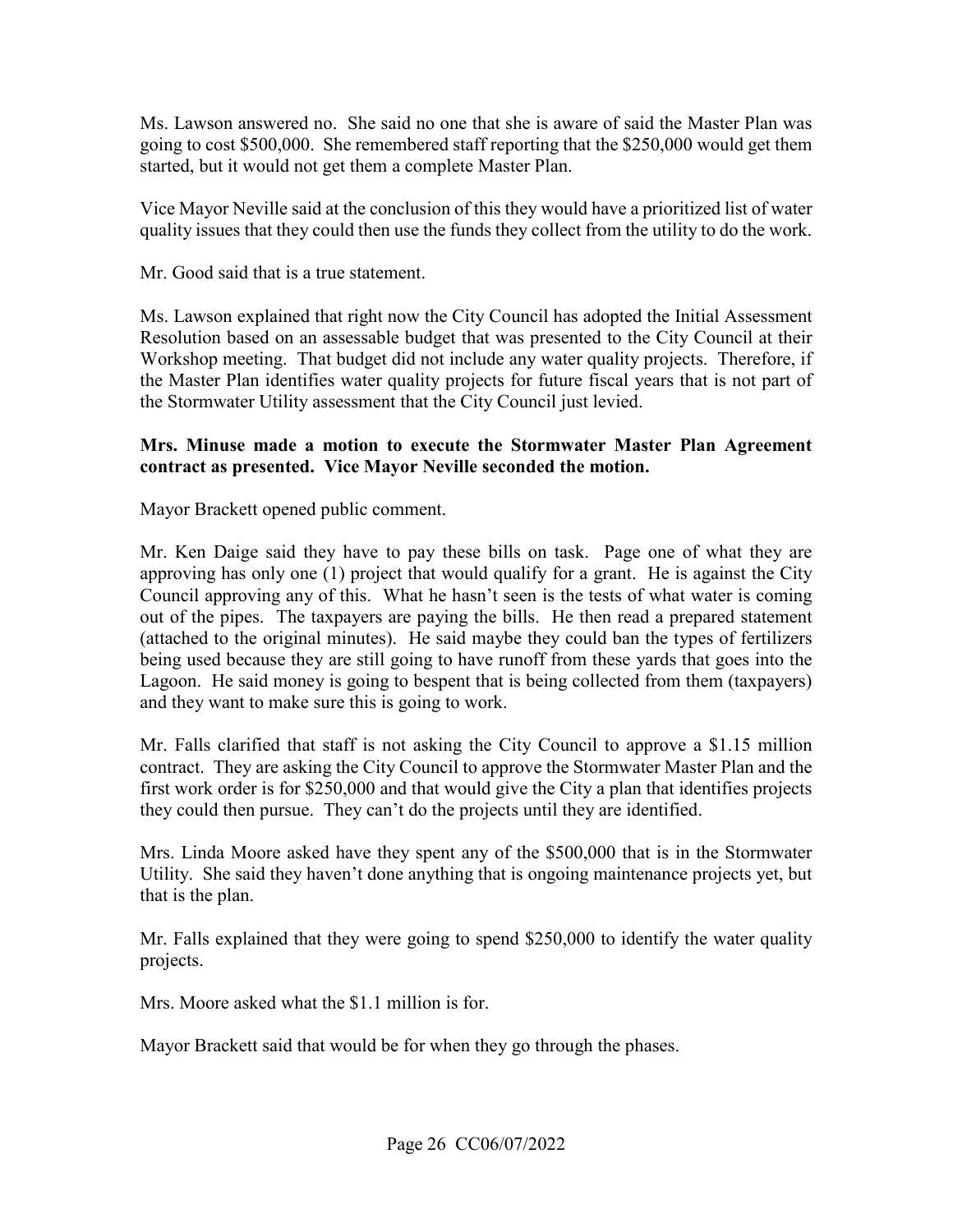Ms. Lawson answered no. She said no one that she is aware of said the Master Plan was going to cost $500,000. She remembered staff reporting that the $250,000 would get them started, but it would not get them a complete Master Plan.

Vice Mayor Neville said at the conclusion of this they would have a prioritized list of water quality issues that they could then use the funds they collect from the utility to do the work.

Mr. Good said that is a true statement.

Ms. Lawson explained that right now the City Council has adopted the Initial Assessment Resolution based on an assessable budget that was presented to the City Council at their Workshop meeting. That budget did not include any water quality projects. Therefore, if the Master Plan identifies water quality projects for future fiscal years that is not part of the Stormwater Utility assessment that the City Council just levied.

**Mrs. Minuse made a motion to execute the Stormwater Master Plan Agreement contract as presented. Vice Mayor Neville seconded the motion.**

Mayor Brackett opened public comment.

Mr. Ken Daige said they have to pay these bills on task. Page one of what they are approving has only one (1) project that would qualify for a grant. He is against the City Council approving any of this. What he hasn't seen is the tests of what water is coming out of the pipes. The taxpayers are paying the bills. He then read a prepared statement (attached to the original minutes). He said maybe they could ban the types of fertilizers being used because they are still going to have runoff from these yards that goes into the Lagoon. He said money is going to bespent that is being collected from them (taxpayers) and they want to make sure this is going to work.

Mr. Falls clarified that staff is not asking the City Council to approve a $1.15 million contract. They are asking the City Council to approve the Stormwater Master Plan and the first work order is for $250,000 and that would give the City a plan that identifies projects they could then pursue. They can't do the projects until they are identified.

Mrs. Linda Moore asked have they spent any of the $500,000 that is in the Stormwater Utility. She said they haven't done anything that is ongoing maintenance projects yet, but that is the plan.

Mr. Falls explained that they were going to spend $250,000 to identify the water quality projects.

Mrs. Moore asked what the $1.1 million is for.

Mayor Brackett said that would be for when they go through the phases.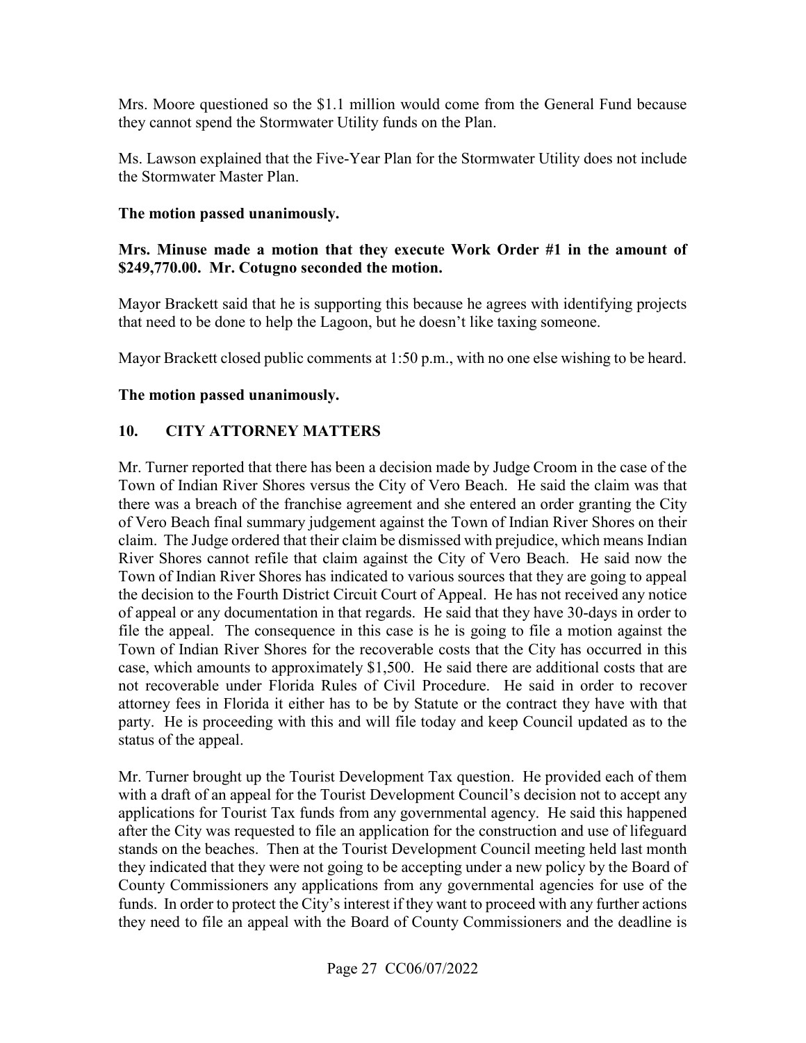Mrs. Moore questioned so the $1.1 million would come from the General Fund because they cannot spend the Stormwater Utility funds on the Plan.

Ms. Lawson explained that the Five-Year Plan for the Stormwater Utility does not include the Stormwater Master Plan.

**The motion passed unanimously.**

**Mrs. Minuse made a motion that they execute Work Order #1 in the amount of $249,770.00. Mr. Cotugno seconded the motion.**

Mayor Brackett said that he is supporting this because he agrees with identifying projects that need to be done to help the Lagoon, but he doesn't like taxing someone.

Mayor Brackett closed public comments at 1:50 p.m., with no one else wishing to be heard.

**The motion passed unanimously.**

## 10. CITY ATTORNEY MATTERS

Mr. Turner reported that there has been a decision made by Judge Croom in the case of the Town of Indian River Shores versus the City of Vero Beach. He said the claim was that there was a breach of the franchise agreement and she entered an order granting the City of Vero Beach final summary judgement against the Town of Indian River Shores on their claim. The Judge ordered that their claim be dismissed with prejudice, which means Indian River Shores cannot refile that claim against the City of Vero Beach. He said now the Town of Indian River Shores has indicated to various sources that they are going to appeal the decision to the Fourth District Circuit Court of Appeal. He has not received any notice of appeal or any documentation in that regards. He said that they have 30-days in order to file the appeal. The consequence in this case is he is going to file a motion against the Town of Indian River Shores for the recoverable costs that the City has occurred in this case, which amounts to approximately $1,500. He said there are additional costs that are not recoverable under Florida Rules of Civil Procedure. He said in order to recover attorney fees in Florida it either has to be by Statute or the contract they have with that party. He is proceeding with this and will file today and keep Council updated as to the status of the appeal.

Mr. Turner brought up the Tourist Development Tax question. He provided each of them with a draft of an appeal for the Tourist Development Council's decision not to accept any applications for Tourist Tax funds from any governmental agency. He said this happened after the City was requested to file an application for the construction and use of lifeguard stands on the beaches. Then at the Tourist Development Council meeting held last month they indicated that they were not going to be accepting under a new policy by the Board of County Commissioners any applications from any governmental agencies for use of the funds. In order to protect the City's interest if they want to proceed with any further actions they need to file an appeal with the Board of County Commissioners and the deadline is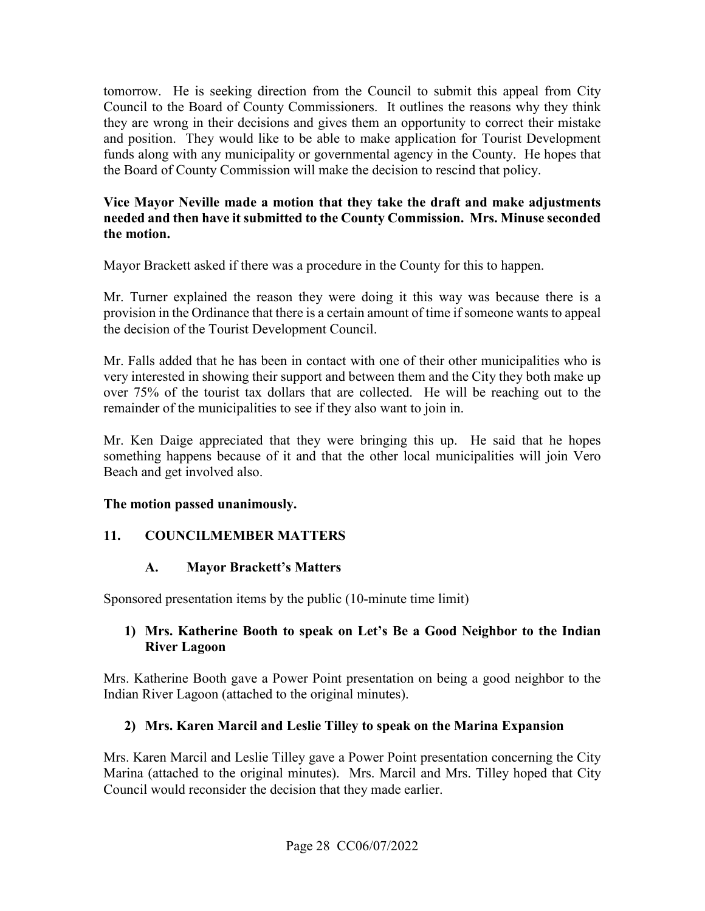tomorrow. He is seeking direction from the Council to submit this appeal from City Council to the Board of County Commissioners. It outlines the reasons why they think they are wrong in their decisions and gives them an opportunity to correct their mistake and position. They would like to be able to make application for Tourist Development funds along with any municipality or governmental agency in the County. He hopes that the Board of County Commission will make the decision to rescind that policy.

**Vice Mayor Neville made a motion that they take the draft and make adjustments needed and then have it submitted to the County Commission. Mrs. Minuse seconded the motion.**

Mayor Brackett asked if there was a procedure in the County for this to happen.

Mr. Turner explained the reason they were doing it this way was because there is a provision in the Ordinance that there is a certain amount of time if someone wants to appeal the decision of the Tourist Development Council.

Mr. Falls added that he has been in contact with one of their other municipalities who is very interested in showing their support and between them and the City they both make up over 75% of the tourist tax dollars that are collected. He will be reaching out to the remainder of the municipalities to see if they also want to join in.

Mr. Ken Daige appreciated that they were bringing this up. He said that he hopes something happens because of it and that the other local municipalities will join Vero Beach and get involved also.

**The motion passed unanimously.**

## 11. COUNCILMEMBER MATTERS

### A. Mayor Brackett's Matters

Sponsored presentation items by the public (10-minute time limit)

**1) Mrs. Katherine Booth to speak on Let's Be a Good Neighbor to the Indian River Lagoon**

Mrs. Katherine Booth gave a Power Point presentation on being a good neighbor to the Indian River Lagoon (attached to the original minutes).

**2) Mrs. Karen Marcil and Leslie Tilley to speak on the Marina Expansion**

Mrs. Karen Marcil and Leslie Tilley gave a Power Point presentation concerning the City Marina (attached to the original minutes). Mrs. Marcil and Mrs. Tilley hoped that City Council would reconsider the decision that they made earlier.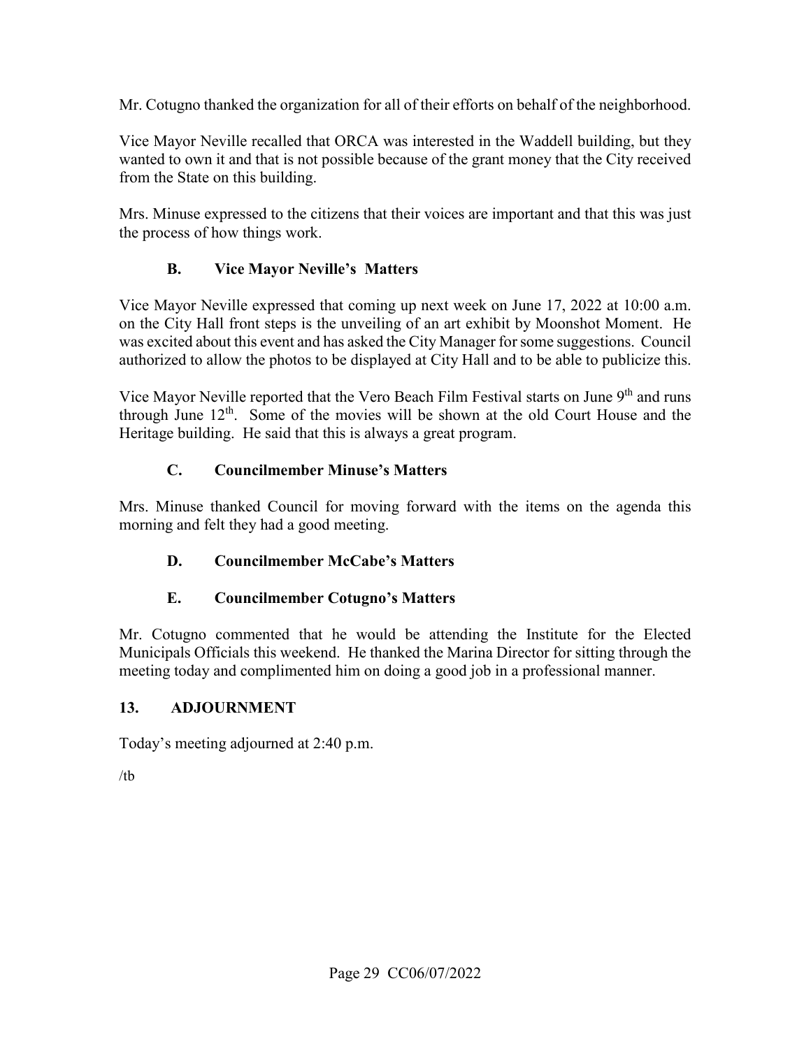Mr. Cotugno thanked the organization for all of their efforts on behalf of the neighborhood.

Vice Mayor Neville recalled that ORCA was interested in the Waddell building, but they wanted to own it and that is not possible because of the grant money that the City received from the State on this building.

Mrs. Minuse expressed to the citizens that their voices are important and that this was just the process of how things work.

### B. Vice Mayor Neville's Matters

Vice Mayor Neville expressed that coming up next week on June 17, 2022 at 10:00 a.m. on the City Hall front steps is the unveiling of an art exhibit by Moonshot Moment. He was excited about this event and has asked the City Manager for some suggestions. Council authorized to allow the photos to be displayed at City Hall and to be able to publicize this.

Vice Mayor Neville reported that the Vero Beach Film Festival starts on June 9th and runs through June 12th. Some of the movies will be shown at the old Court House and the Heritage building. He said that this is always a great program.

### C. Councilmember Minuse's Matters

Mrs. Minuse thanked Council for moving forward with the items on the agenda this morning and felt they had a good meeting.

### D. Councilmember McCabe's Matters

### E. Councilmember Cotugno's Matters

Mr. Cotugno commented that he would be attending the Institute for the Elected Municipals Officials this weekend. He thanked the Marina Director for sitting through the meeting today and complimented him on doing a good job in a professional manner.

## 13. ADJOURNMENT

Today's meeting adjourned at 2:40 p.m.

/tb